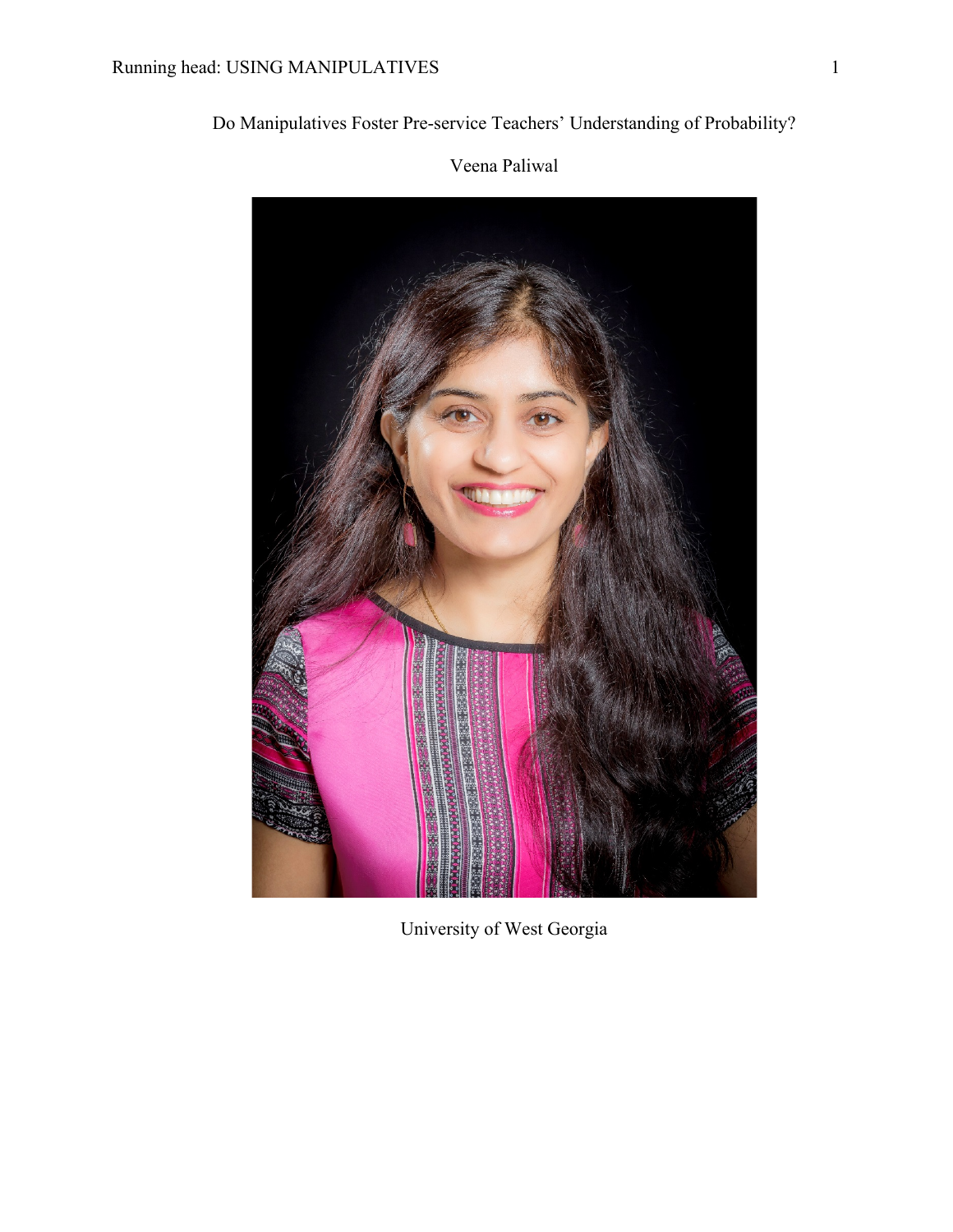# Do Manipulatives Foster Pre-service Teachers' Understanding of Probability?

Veena Paliwal

University of West Georgia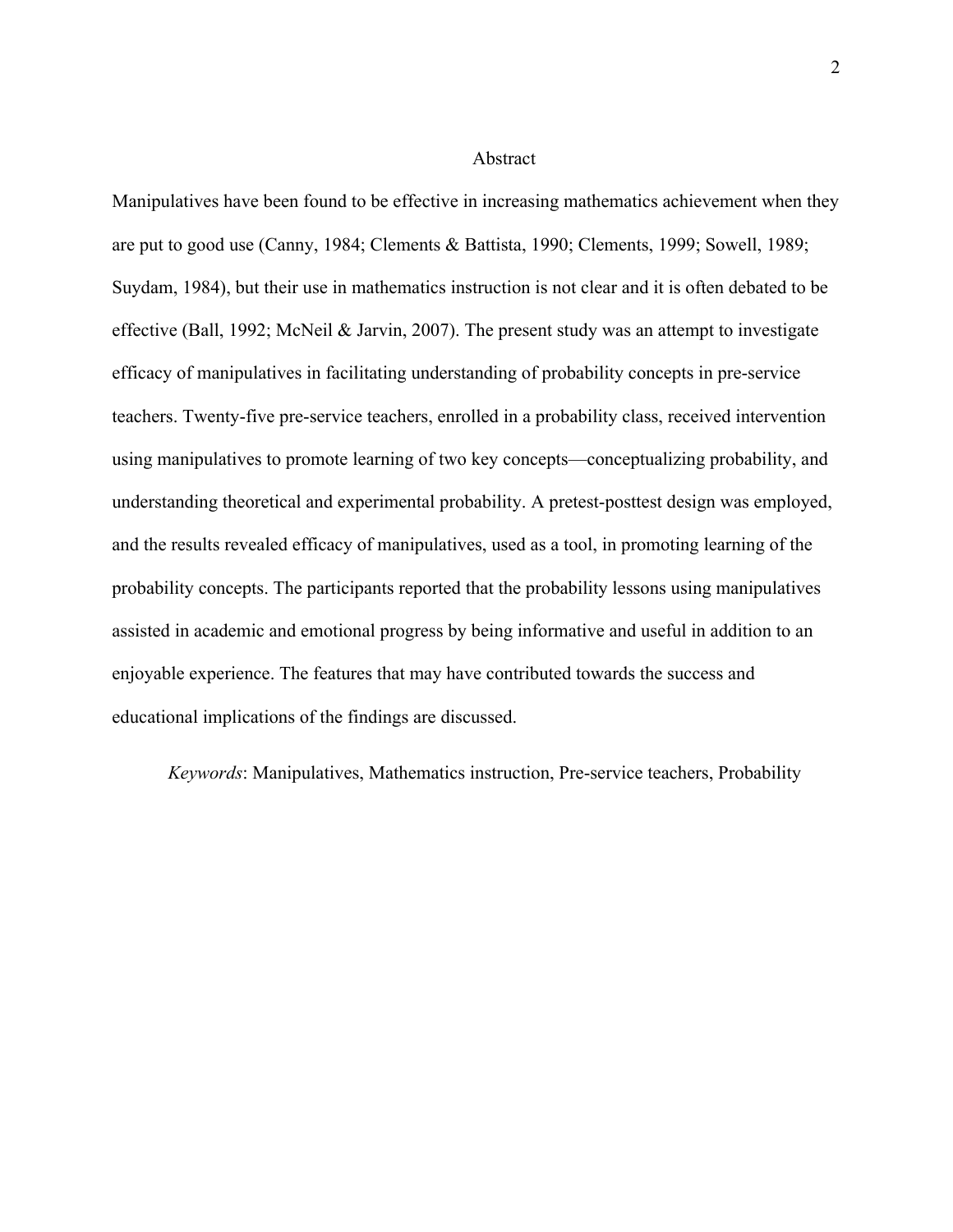# Abstract

Manipulatives have been found to be effective in increasing mathematics achievement when they are put to good use (Canny, 1984; Clements & Battista, 1990; Clements, 1999; Sowell, 1989; Suydam, 1984), but their use in mathematics instruction is not clear and it is often debated to be effective (Ball, 1992; McNeil & Jarvin, 2007). The present study was an attempt to investigate efficacy of manipulatives in facilitating understanding of probability concepts in pre-service teachers. Twenty-five pre-service teachers, enrolled in a probability class, received intervention using manipulatives to promote learning of two key concepts—conceptualizing probability, and understanding theoretical and experimental probability. A pretest-posttest design was employed, and the results revealed efficacy of manipulatives, used as a tool, in promoting learning of the probability concepts. The participants reported that the probability lessons using manipulatives assisted in academic and emotional progress by being informative and useful in addition to an enjoyable experience. The features that may have contributed towards the success and educational implications of the findings are discussed.

*Keywords*: Manipulatives, Mathematics instruction, Pre-service teachers, Probability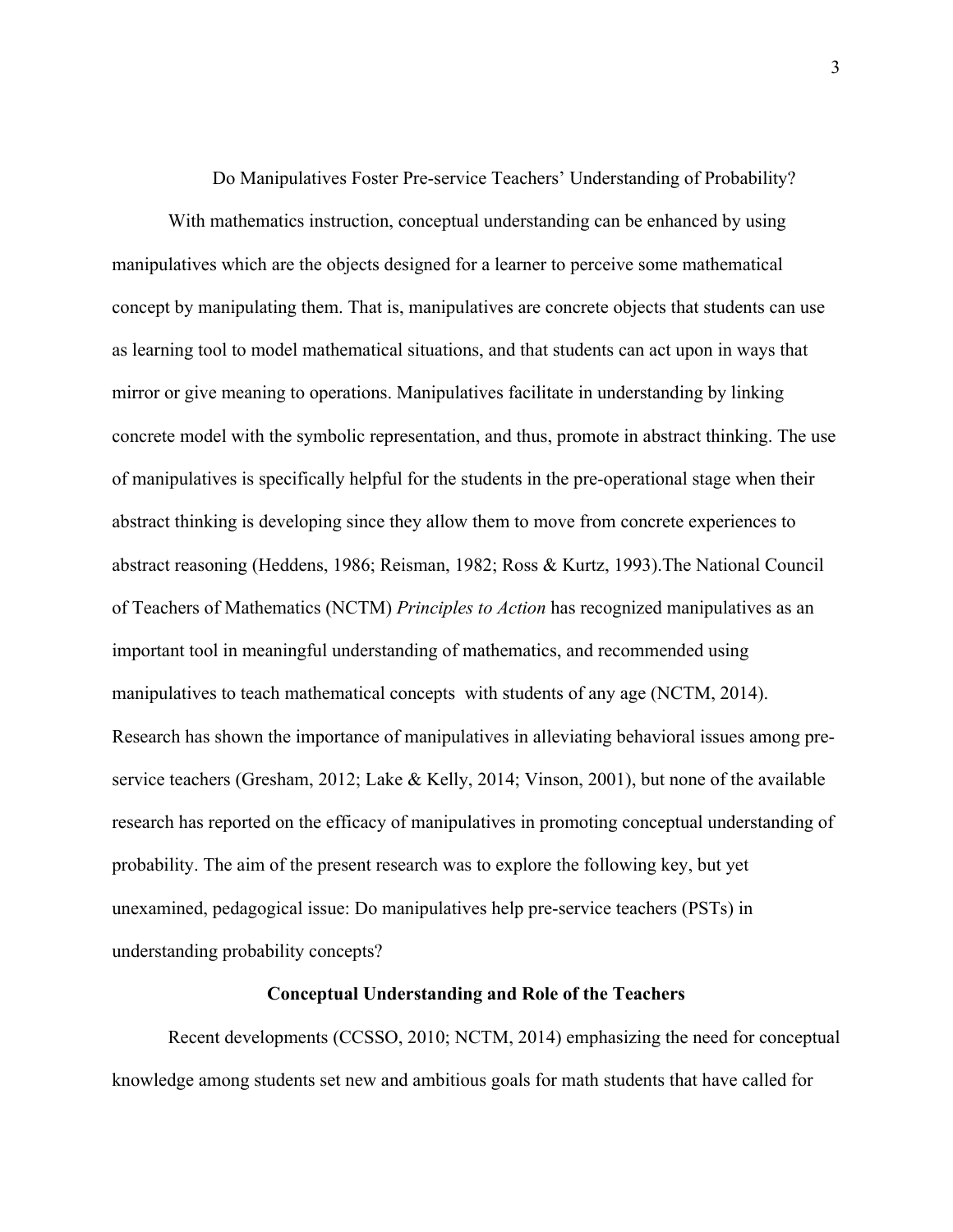# Do Manipulatives Foster Pre-service Teachers' Understanding of Probability?

With mathematics instruction, conceptual understanding can be enhanced by using manipulatives which are the objects designed for a learner to perceive some mathematical concept by manipulating them. That is, manipulatives are concrete objects that students can use as learning tool to model mathematical situations, and that students can act upon in ways that mirror or give meaning to operations. Manipulatives facilitate in understanding by linking concrete model with the symbolic representation, and thus, promote in abstract thinking. The use of manipulatives is specifically helpful for the students in the pre-operational stage when their abstract thinking is developing since they allow them to move from concrete experiences to abstract reasoning (Heddens, 1986; Reisman, 1982; Ross & Kurtz, 1993).The National Council of Teachers of Mathematics (NCTM) *Principles to Action* has recognized manipulatives as an important tool in meaningful understanding of mathematics, and recommended using manipulatives to teach mathematical concepts with students of any age (NCTM, 2014). Research has shown the importance of manipulatives in alleviating behavioral issues among pre-service teachers (Gresham, 2012; Lake & Kelly, 2014; Vinson, 2001), but none of the available research has reported on the efficacy of manipulatives in promoting conceptual understanding of probability. The aim of the present research was to explore the following key, but yet unexamined, pedagogical issue: Do manipulatives help pre-service teachers (PSTs) in understanding probability concepts?

## Conceptual Understanding and Role of the Teachers

Recent developments (CCSSO, 2010; NCTM, 2014) emphasizing the need for conceptual knowledge among students set new and ambitious goals for math students that have called for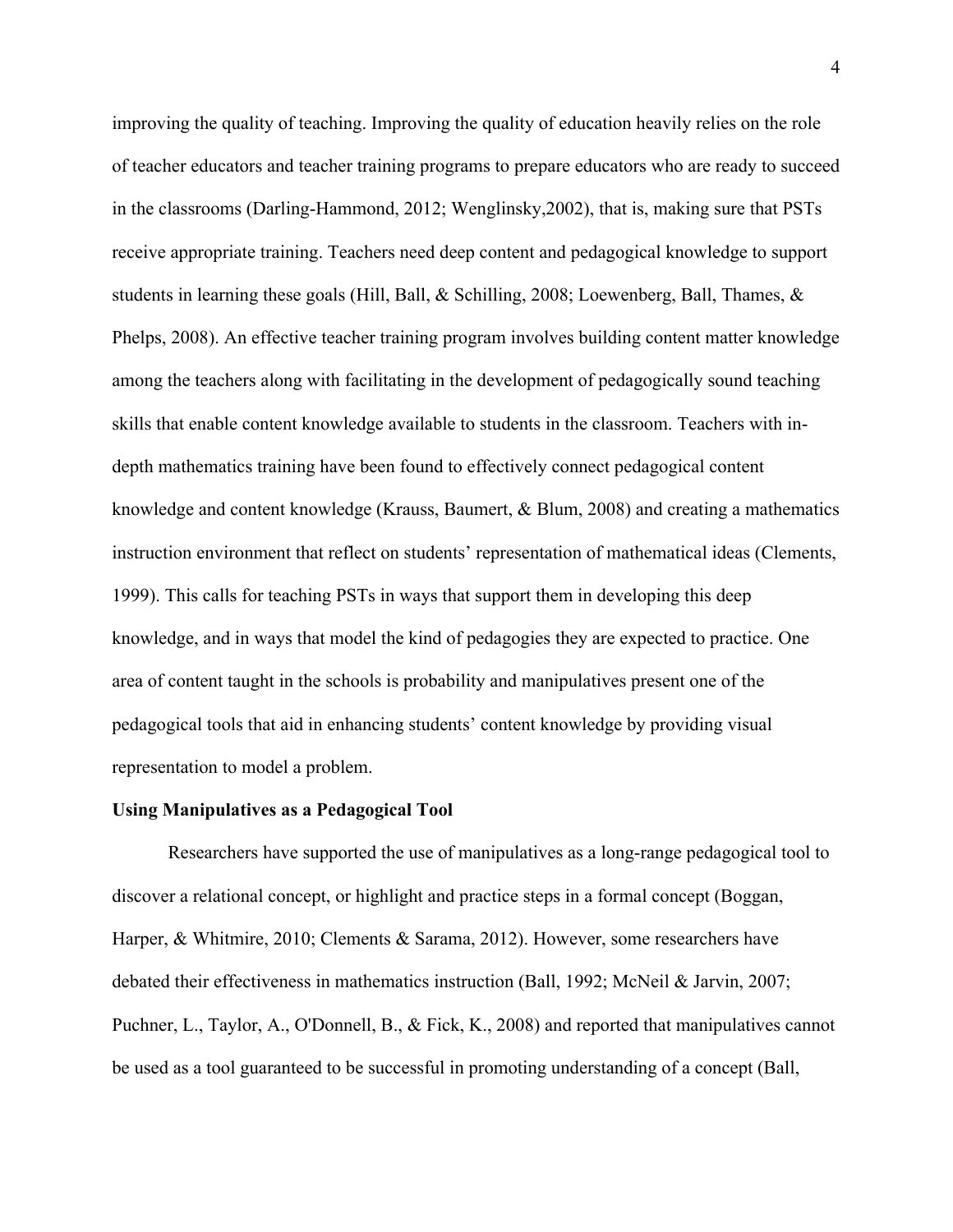improving the quality of teaching. Improving the quality of education heavily relies on the role of teacher educators and teacher training programs to prepare educators who are ready to succeed in the classrooms (Darling-Hammond, 2012; Wenglinsky,2002), that is, making sure that PSTs receive appropriate training. Teachers need deep content and pedagogical knowledge to support students in learning these goals (Hill, Ball, & Schilling, 2008; Loewenberg, Ball, Thames, & Phelps, 2008). An effective teacher training program involves building content matter knowledge among the teachers along with facilitating in the development of pedagogically sound teaching skills that enable content knowledge available to students in the classroom. Teachers with in-depth mathematics training have been found to effectively connect pedagogical content knowledge and content knowledge (Krauss, Baumert, & Blum, 2008) and creating a mathematics instruction environment that reflect on students' representation of mathematical ideas (Clements, 1999). This calls for teaching PSTs in ways that support them in developing this deep knowledge, and in ways that model the kind of pedagogies they are expected to practice. One area of content taught in the schools is probability and manipulatives present one of the pedagogical tools that aid in enhancing students' content knowledge by providing visual representation to model a problem.

**Using Manipulatives as a Pedagogical Tool**

Researchers have supported the use of manipulatives as a long-range pedagogical tool to discover a relational concept, or highlight and practice steps in a formal concept (Boggan, Harper, & Whitmire, 2010; Clements & Sarama, 2012). However, some researchers have debated their effectiveness in mathematics instruction (Ball, 1992; McNeil & Jarvin, 2007; Puchner, L., Taylor, A., O'Donnell, B., & Fick, K., 2008) and reported that manipulatives cannot be used as a tool guaranteed to be successful in promoting understanding of a concept (Ball,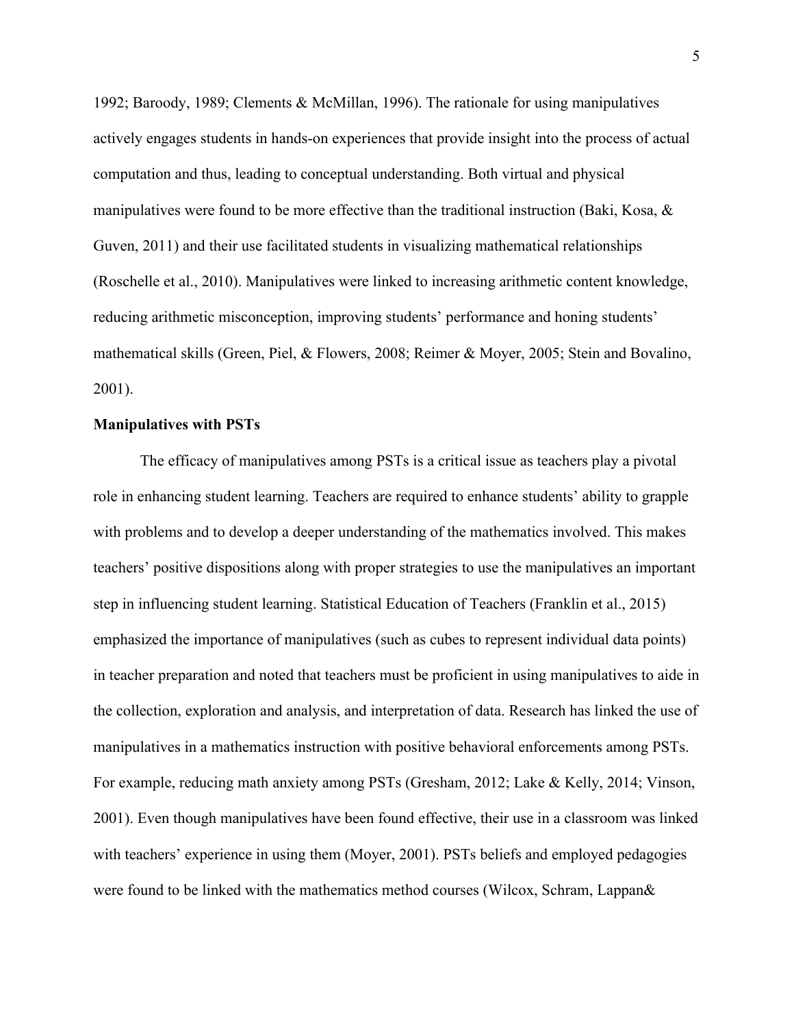1992; Baroody, 1989; Clements & McMillan, 1996). The rationale for using manipulatives actively engages students in hands-on experiences that provide insight into the process of actual computation and thus, leading to conceptual understanding. Both virtual and physical manipulatives were found to be more effective than the traditional instruction (Baki, Kosa, & Guven, 2011) and their use facilitated students in visualizing mathematical relationships (Roschelle et al., 2010). Manipulatives were linked to increasing arithmetic content knowledge, reducing arithmetic misconception, improving students' performance and honing students' mathematical skills (Green, Piel, & Flowers, 2008; Reimer & Moyer, 2005; Stein and Bovalino, 2001).

**Manipulatives with PSTs**

The efficacy of manipulatives among PSTs is a critical issue as teachers play a pivotal role in enhancing student learning. Teachers are required to enhance students' ability to grapple with problems and to develop a deeper understanding of the mathematics involved. This makes teachers' positive dispositions along with proper strategies to use the manipulatives an important step in influencing student learning. Statistical Education of Teachers (Franklin et al., 2015) emphasized the importance of manipulatives (such as cubes to represent individual data points) in teacher preparation and noted that teachers must be proficient in using manipulatives to aide in the collection, exploration and analysis, and interpretation of data. Research has linked the use of manipulatives in a mathematics instruction with positive behavioral enforcements among PSTs. For example, reducing math anxiety among PSTs (Gresham, 2012; Lake & Kelly, 2014; Vinson, 2001). Even though manipulatives have been found effective, their use in a classroom was linked with teachers' experience in using them (Moyer, 2001). PSTs beliefs and employed pedagogies were found to be linked with the mathematics method courses (Wilcox, Schram, Lappan&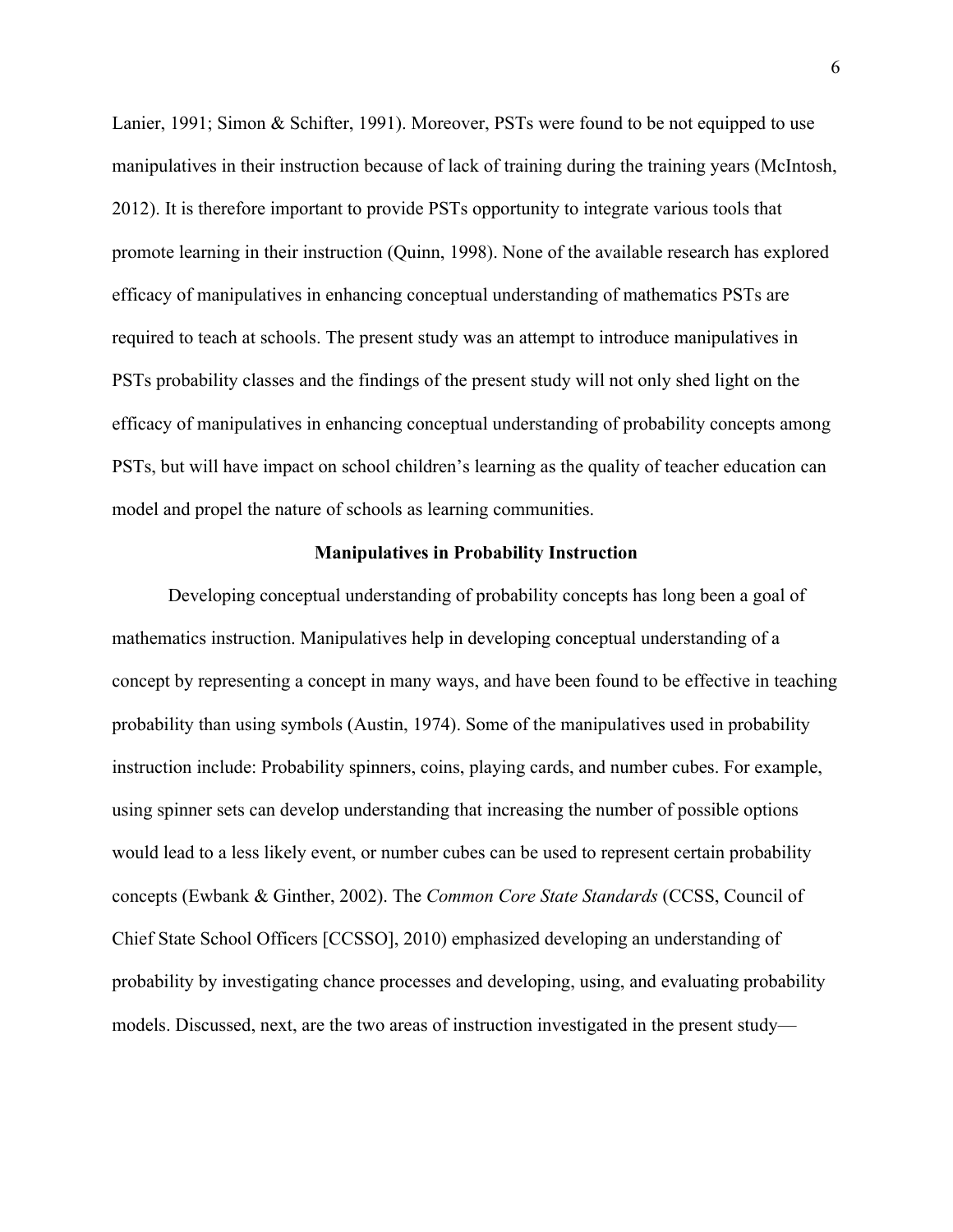Lanier, 1991; Simon & Schifter, 1991). Moreover, PSTs were found to be not equipped to use manipulatives in their instruction because of lack of training during the training years (McIntosh, 2012). It is therefore important to provide PSTs opportunity to integrate various tools that promote learning in their instruction (Quinn, 1998). None of the available research has explored efficacy of manipulatives in enhancing conceptual understanding of mathematics PSTs are required to teach at schools. The present study was an attempt to introduce manipulatives in PSTs probability classes and the findings of the present study will not only shed light on the efficacy of manipulatives in enhancing conceptual understanding of probability concepts among PSTs, but will have impact on school children's learning as the quality of teacher education can model and propel the nature of schools as learning communities.

## Manipulatives in Probability Instruction

Developing conceptual understanding of probability concepts has long been a goal of mathematics instruction. Manipulatives help in developing conceptual understanding of a concept by representing a concept in many ways, and have been found to be effective in teaching probability than using symbols (Austin, 1974). Some of the manipulatives used in probability instruction include: Probability spinners, coins, playing cards, and number cubes. For example, using spinner sets can develop understanding that increasing the number of possible options would lead to a less likely event, or number cubes can be used to represent certain probability concepts (Ewbank & Ginther, 2002). The *Common Core State Standards* (CCSS, Council of Chief State School Officers [CCSSO], 2010) emphasized developing an understanding of probability by investigating chance processes and developing, using, and evaluating probability models. Discussed, next, are the two areas of instruction investigated in the present study—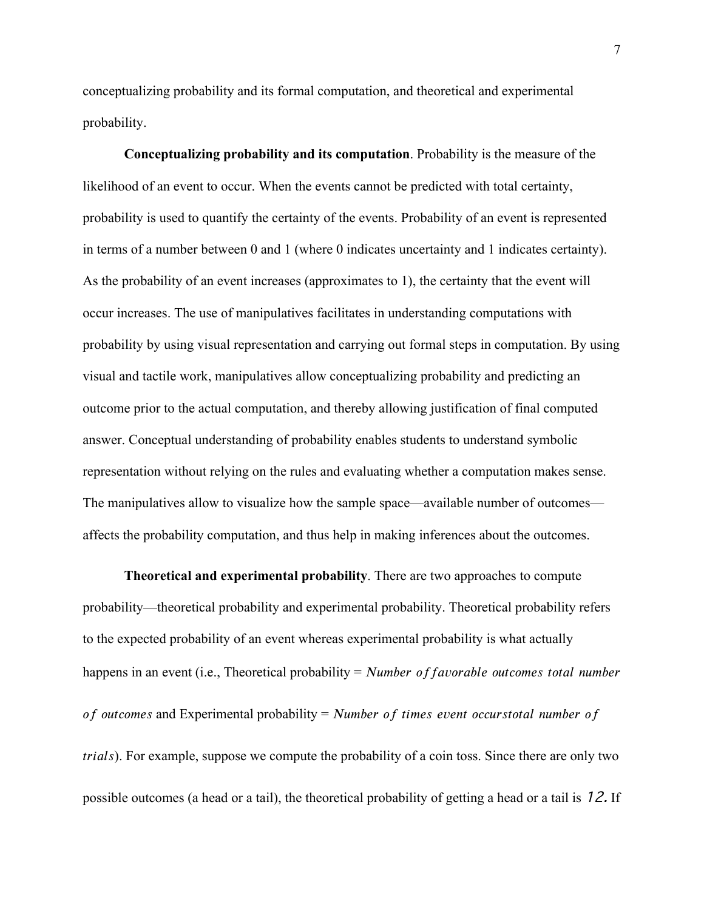conceptualizing probability and its formal computation, and theoretical and experimental probability.

**Conceptualizing probability and its computation**. Probability is the measure of the likelihood of an event to occur. When the events cannot be predicted with total certainty, probability is used to quantify the certainty of the events. Probability of an event is represented in terms of a number between 0 and 1 (where 0 indicates uncertainty and 1 indicates certainty). As the probability of an event increases (approximates to 1), the certainty that the event will occur increases. The use of manipulatives facilitates in understanding computations with probability by using visual representation and carrying out formal steps in computation. By using visual and tactile work, manipulatives allow conceptualizing probability and predicting an outcome prior to the actual computation, and thereby allowing justification of final computed answer. Conceptual understanding of probability enables students to understand symbolic representation without relying on the rules and evaluating whether a computation makes sense. The manipulatives allow to visualize how the sample space—available number of outcomes—affects the probability computation, and thus help in making inferences about the outcomes.

**Theoretical and experimental probability**. There are two approaches to compute probability—theoretical probability and experimental probability. Theoretical probability refers to the expected probability of an event whereas experimental probability is what actually happens in an event (i.e., Theoretical probability = $Number\ of\ favorable\ outcomes\ total\ number\ of\ outcomes$ and Experimental probability = $Number\ of\ times\ event\ occurs total\ number\ of\ trials$). For example, suppose we compute the probability of a coin toss. Since there are only two possible outcomes (a head or a tail), the theoretical probability of getting a head or a tail is $12.$ If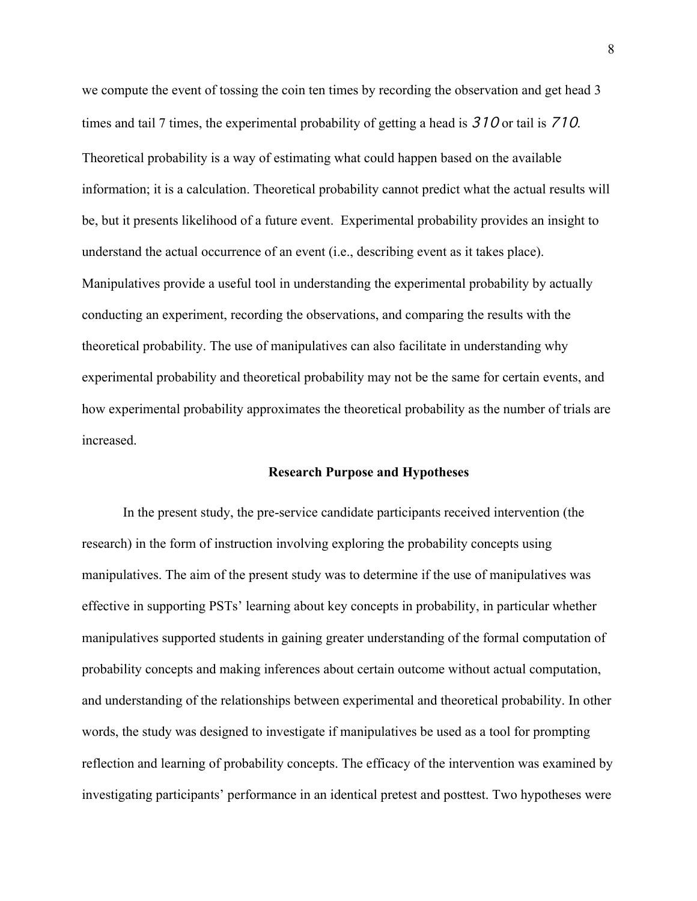we compute the event of tossing the coin ten times by recording the observation and get head 3 times and tail 7 times, the experimental probability of getting a head is 310 or tail is 710. Theoretical probability is a way of estimating what could happen based on the available information; it is a calculation. Theoretical probability cannot predict what the actual results will be, but it presents likelihood of a future event. Experimental probability provides an insight to understand the actual occurrence of an event (i.e., describing event as it takes place). Manipulatives provide a useful tool in understanding the experimental probability by actually conducting an experiment, recording the observations, and comparing the results with the theoretical probability. The use of manipulatives can also facilitate in understanding why experimental probability and theoretical probability may not be the same for certain events, and how experimental probability approximates the theoretical probability as the number of trials are increased.

## Research Purpose and Hypotheses

In the present study, the pre-service candidate participants received intervention (the research) in the form of instruction involving exploring the probability concepts using manipulatives. The aim of the present study was to determine if the use of manipulatives was effective in supporting PSTs' learning about key concepts in probability, in particular whether manipulatives supported students in gaining greater understanding of the formal computation of probability concepts and making inferences about certain outcome without actual computation, and understanding of the relationships between experimental and theoretical probability. In other words, the study was designed to investigate if manipulatives be used as a tool for prompting reflection and learning of probability concepts. The efficacy of the intervention was examined by investigating participants' performance in an identical pretest and posttest. Two hypotheses were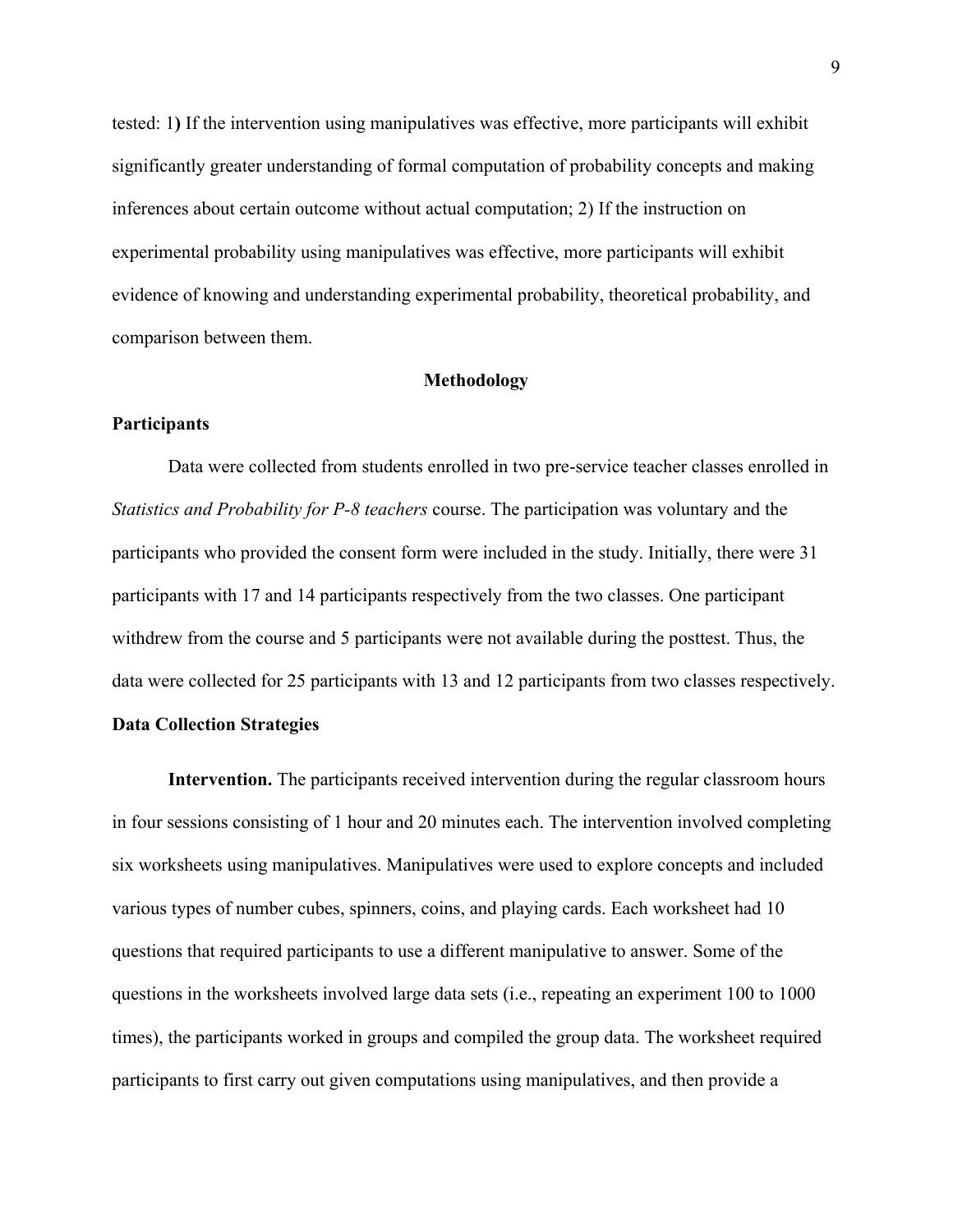tested: 1**)** If the intervention using manipulatives was effective, more participants will exhibit significantly greater understanding of formal computation of probability concepts and making inferences about certain outcome without actual computation; 2) If the instruction on experimental probability using manipulatives was effective, more participants will exhibit evidence of knowing and understanding experimental probability, theoretical probability, and comparison between them.

## Methodology

### Participants

Data were collected from students enrolled in two pre-service teacher classes enrolled in *Statistics and Probability for P-8 teachers* course. The participation was voluntary and the participants who provided the consent form were included in the study. Initially, there were 31 participants with 17 and 14 participants respectively from the two classes. One participant withdrew from the course and 5 participants were not available during the posttest. Thus, the data were collected for 25 participants with 13 and 12 participants from two classes respectively.

### Data Collection Strategies

**Intervention.** The participants received intervention during the regular classroom hours in four sessions consisting of 1 hour and 20 minutes each. The intervention involved completing six worksheets using manipulatives. Manipulatives were used to explore concepts and included various types of number cubes, spinners, coins, and playing cards. Each worksheet had 10 questions that required participants to use a different manipulative to answer. Some of the questions in the worksheets involved large data sets (i.e., repeating an experiment 100 to 1000 times), the participants worked in groups and compiled the group data. The worksheet required participants to first carry out given computations using manipulatives, and then provide a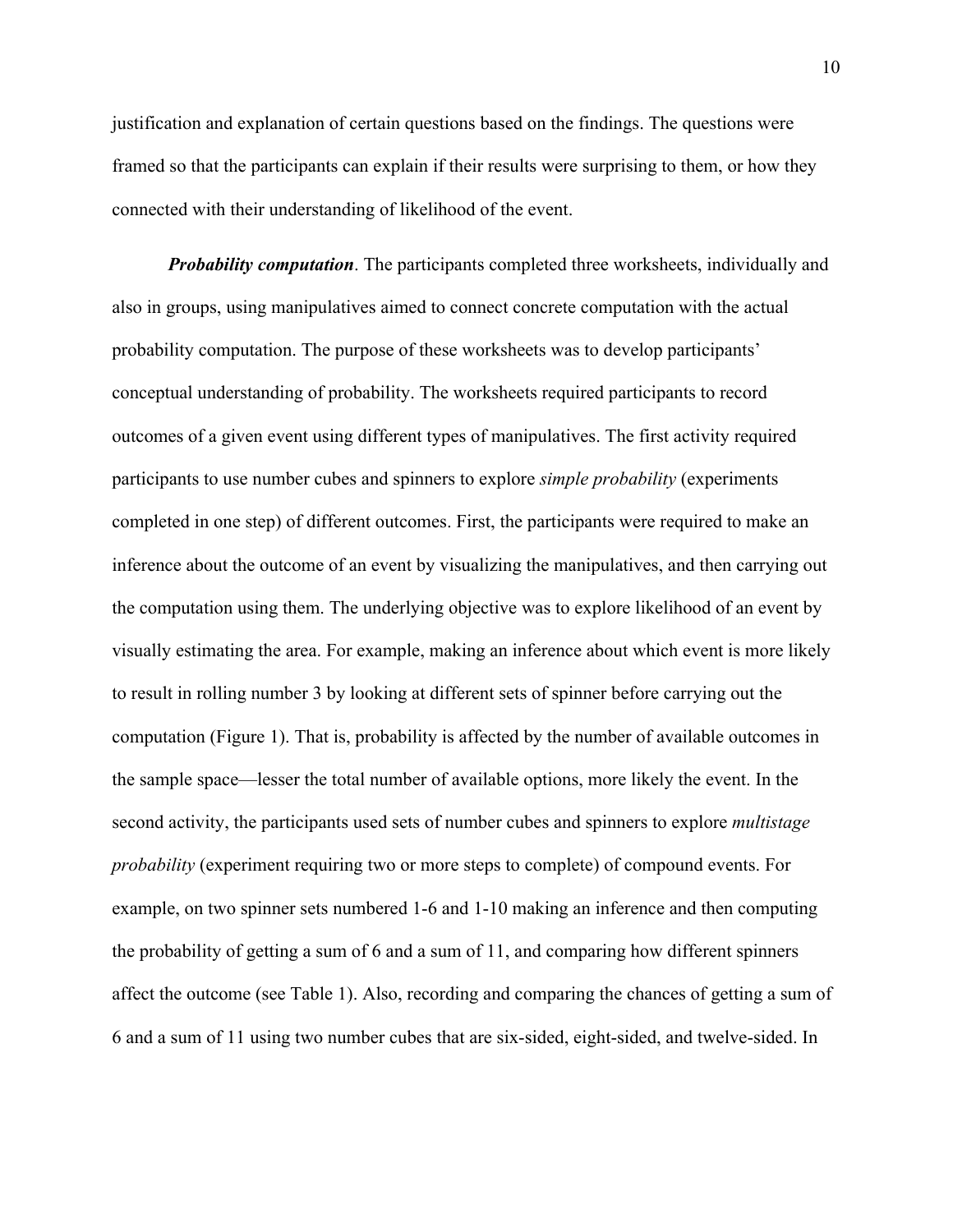justification and explanation of certain questions based on the findings. The questions were framed so that the participants can explain if their results were surprising to them, or how they connected with their understanding of likelihood of the event.

***Probability computation***. The participants completed three worksheets, individually and also in groups, using manipulatives aimed to connect concrete computation with the actual probability computation. The purpose of these worksheets was to develop participants' conceptual understanding of probability. The worksheets required participants to record outcomes of a given event using different types of manipulatives. The first activity required participants to use number cubes and spinners to explore *simple probability* (experiments completed in one step) of different outcomes. First, the participants were required to make an inference about the outcome of an event by visualizing the manipulatives, and then carrying out the computation using them. The underlying objective was to explore likelihood of an event by visually estimating the area. For example, making an inference about which event is more likely to result in rolling number 3 by looking at different sets of spinner before carrying out the computation (Figure 1). That is, probability is affected by the number of available outcomes in the sample space—lesser the total number of available options, more likely the event. In the second activity, the participants used sets of number cubes and spinners to explore *multistage probability* (experiment requiring two or more steps to complete) of compound events. For example, on two spinner sets numbered 1-6 and 1-10 making an inference and then computing the probability of getting a sum of 6 and a sum of 11, and comparing how different spinners affect the outcome (see Table 1). Also, recording and comparing the chances of getting a sum of 6 and a sum of 11 using two number cubes that are six-sided, eight-sided, and twelve-sided. In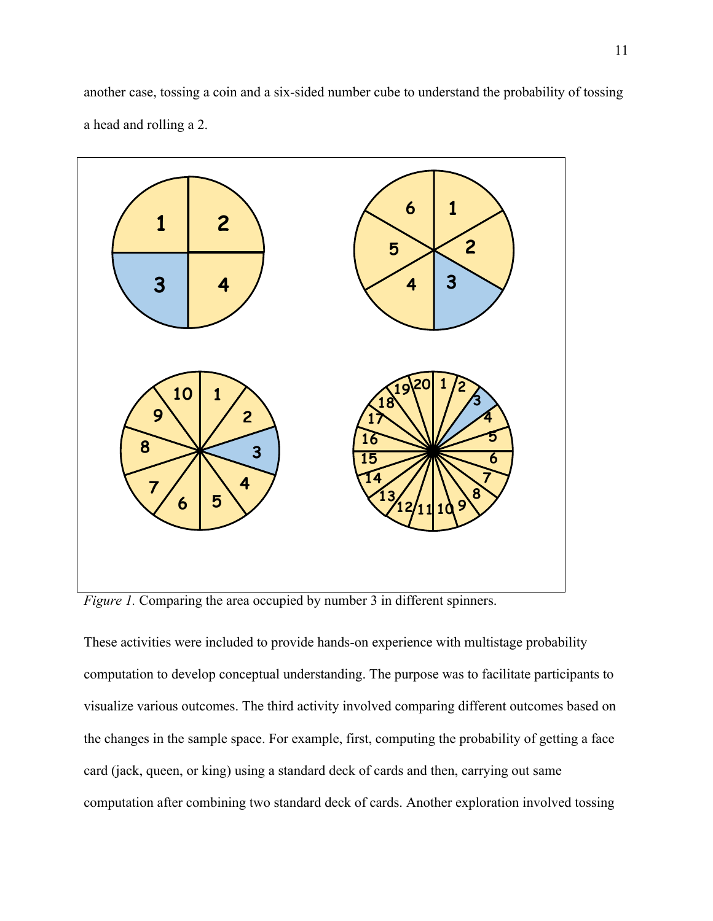another case, tossing a coin and a six-sided number cube to understand the probability of tossing a head and rolling a 2.

*Figure 1.* Comparing the area occupied by number 3 in different spinners.

These activities were included to provide hands-on experience with multistage probability computation to develop conceptual understanding. The purpose was to facilitate participants to visualize various outcomes. The third activity involved comparing different outcomes based on the changes in the sample space. For example, first, computing the probability of getting a face card (jack, queen, or king) using a standard deck of cards and then, carrying out same computation after combining two standard deck of cards. Another exploration involved tossing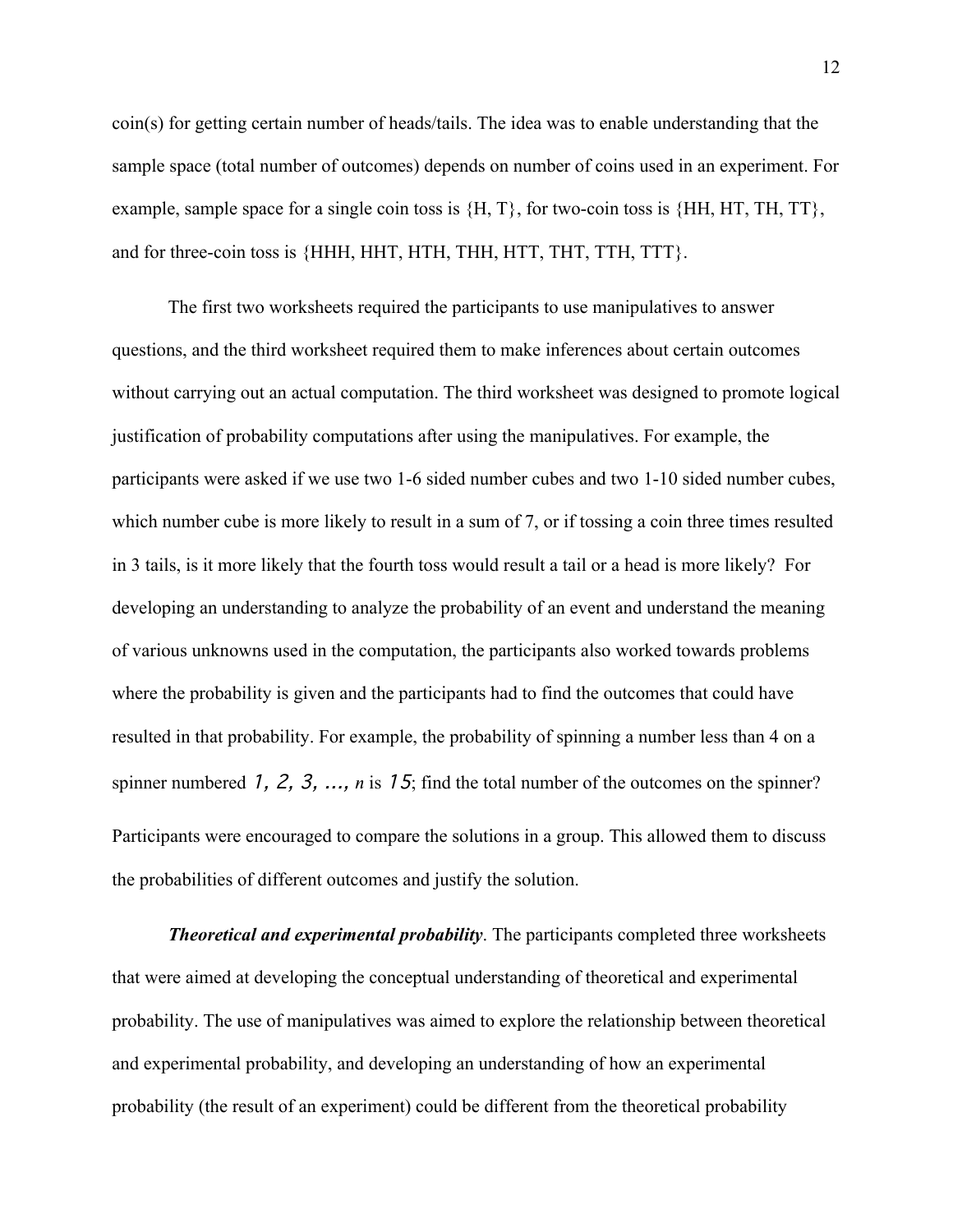coin(s) for getting certain number of heads/tails. The idea was to enable understanding that the sample space (total number of outcomes) depends on number of coins used in an experiment. For example, sample space for a single coin toss is {H, T}, for two-coin toss is {HH, HT, TH, TT}, and for three-coin toss is {HHH, HHT, HTH, THH, HTT, THT, TTH, TTT}.

The first two worksheets required the participants to use manipulatives to answer questions, and the third worksheet required them to make inferences about certain outcomes without carrying out an actual computation. The third worksheet was designed to promote logical justification of probability computations after using the manipulatives. For example, the participants were asked if we use two 1-6 sided number cubes and two 1-10 sided number cubes, which number cube is more likely to result in a sum of 7, or if tossing a coin three times resulted in 3 tails, is it more likely that the fourth toss would result a tail or a head is more likely? For developing an understanding to analyze the probability of an event and understand the meaning of various unknowns used in the computation, the participants also worked towards problems where the probability is given and the participants had to find the outcomes that could have resulted in that probability. For example, the probability of spinning a number less than 4 on a spinner numbered $1, 2, 3, \ldots, n$ is $\frac{1}{5}$; find the total number of the outcomes on the spinner? Participants were encouraged to compare the solutions in a group. This allowed them to discuss the probabilities of different outcomes and justify the solution.

***Theoretical and experimental probability***. The participants completed three worksheets that were aimed at developing the conceptual understanding of theoretical and experimental probability. The use of manipulatives was aimed to explore the relationship between theoretical and experimental probability, and developing an understanding of how an experimental probability (the result of an experiment) could be different from the theoretical probability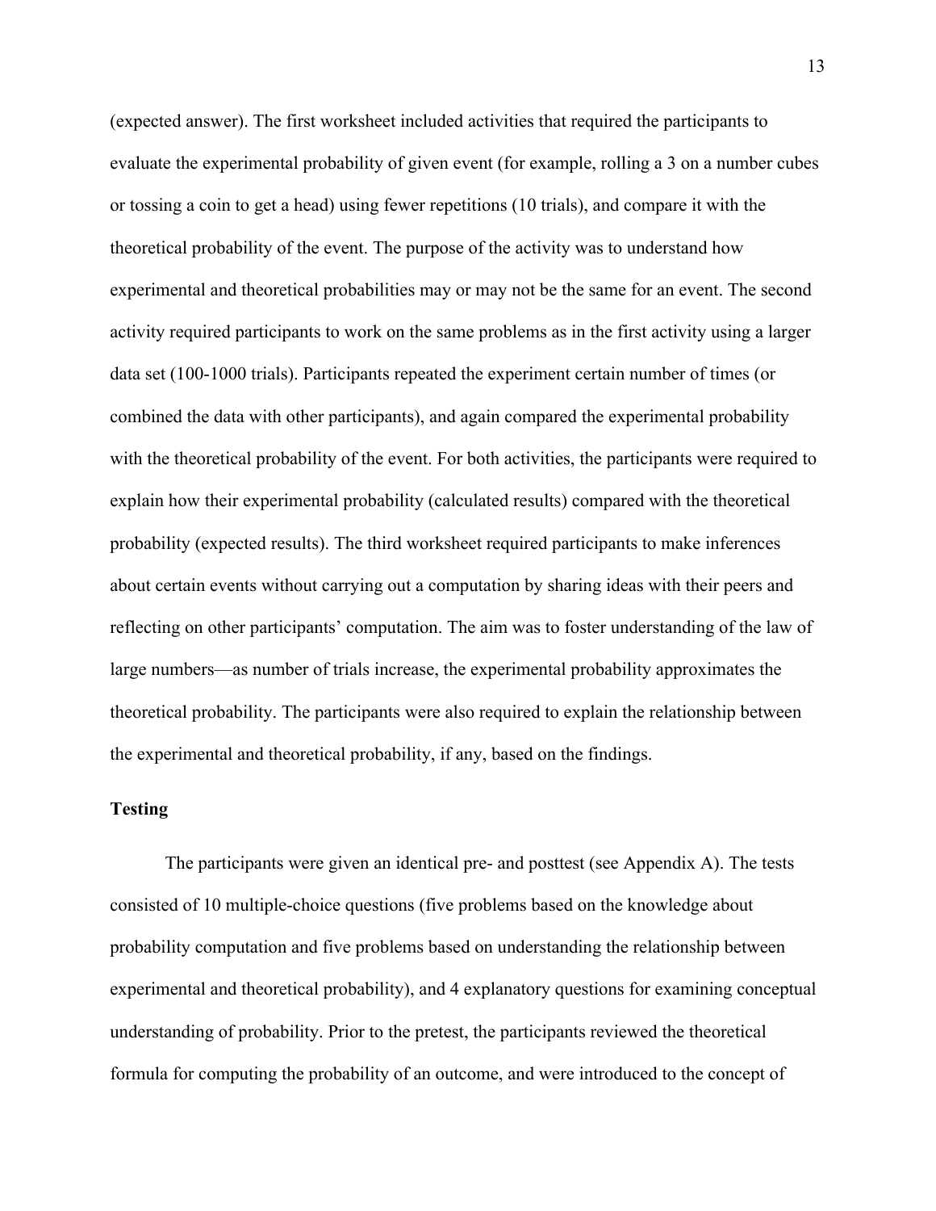(expected answer). The first worksheet included activities that required the participants to evaluate the experimental probability of given event (for example, rolling a 3 on a number cubes or tossing a coin to get a head) using fewer repetitions (10 trials), and compare it with the theoretical probability of the event. The purpose of the activity was to understand how experimental and theoretical probabilities may or may not be the same for an event. The second activity required participants to work on the same problems as in the first activity using a larger data set (100-1000 trials). Participants repeated the experiment certain number of times (or combined the data with other participants), and again compared the experimental probability with the theoretical probability of the event. For both activities, the participants were required to explain how their experimental probability (calculated results) compared with the theoretical probability (expected results). The third worksheet required participants to make inferences about certain events without carrying out a computation by sharing ideas with their peers and reflecting on other participants' computation. The aim was to foster understanding of the law of large numbers—as number of trials increase, the experimental probability approximates the theoretical probability. The participants were also required to explain the relationship between the experimental and theoretical probability, if any, based on the findings.

**Testing**

The participants were given an identical pre- and posttest (see Appendix A). The tests consisted of 10 multiple-choice questions (five problems based on the knowledge about probability computation and five problems based on understanding the relationship between experimental and theoretical probability), and 4 explanatory questions for examining conceptual understanding of probability. Prior to the pretest, the participants reviewed the theoretical formula for computing the probability of an outcome, and were introduced to the concept of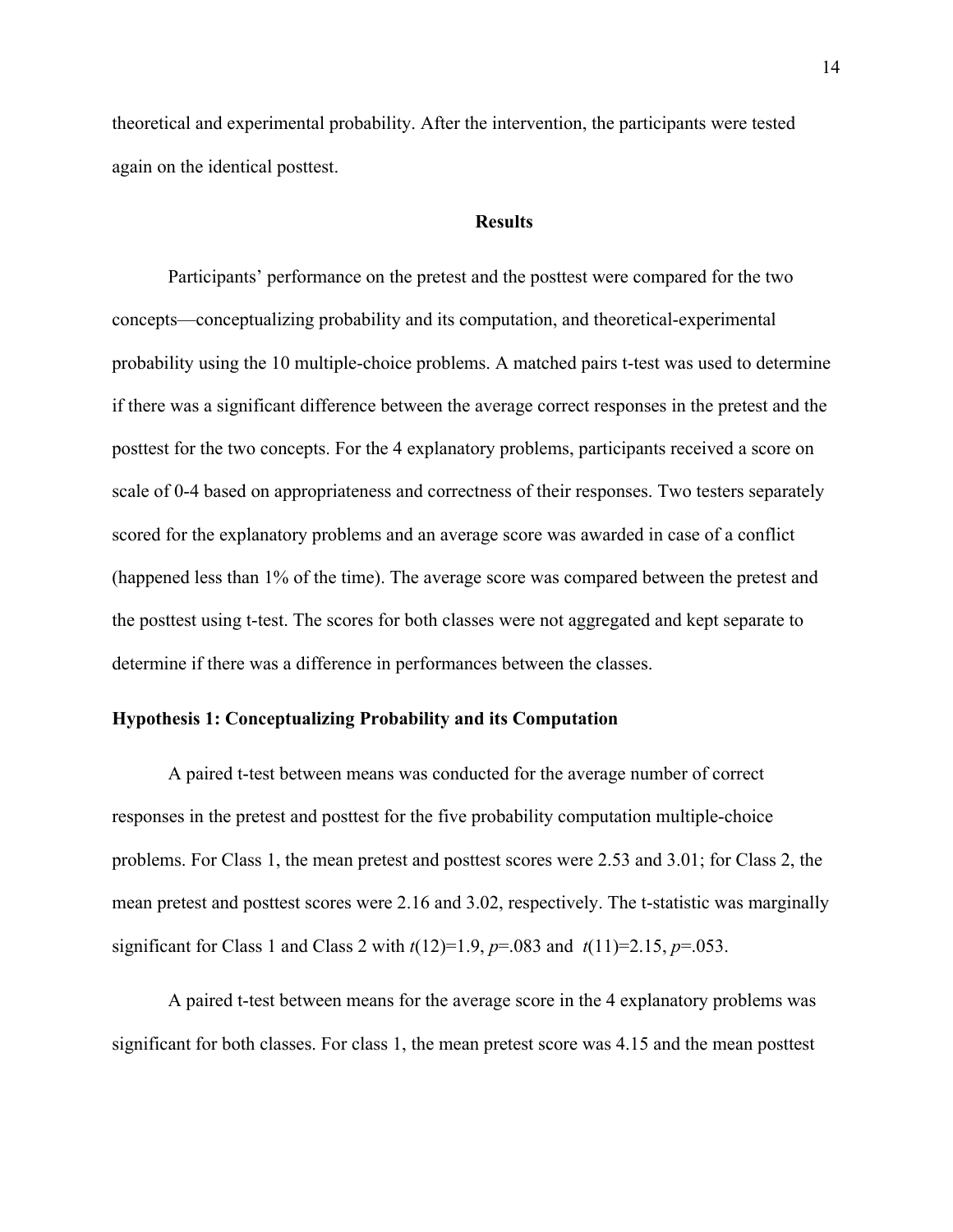theoretical and experimental probability. After the intervention, the participants were tested again on the identical posttest.

## Results

Participants' performance on the pretest and the posttest were compared for the two concepts—conceptualizing probability and its computation, and theoretical-experimental probability using the 10 multiple-choice problems. A matched pairs t-test was used to determine if there was a significant difference between the average correct responses in the pretest and the posttest for the two concepts. For the 4 explanatory problems, participants received a score on scale of 0-4 based on appropriateness and correctness of their responses. Two testers separately scored for the explanatory problems and an average score was awarded in case of a conflict (happened less than 1% of the time). The average score was compared between the pretest and the posttest using t-test. The scores for both classes were not aggregated and kept separate to determine if there was a difference in performances between the classes.

### Hypothesis 1: Conceptualizing Probability and its Computation

A paired t-test between means was conducted for the average number of correct responses in the pretest and posttest for the five probability computation multiple-choice problems. For Class 1, the mean pretest and posttest scores were 2.53 and 3.01; for Class 2, the mean pretest and posttest scores were 2.16 and 3.02, respectively. The t-statistic was marginally significant for Class 1 and Class 2 with $t(12)=1.9$, $p=.083$ and $t(11)=2.15$, $p=.053$.

A paired t-test between means for the average score in the 4 explanatory problems was significant for both classes. For class 1, the mean pretest score was 4.15 and the mean posttest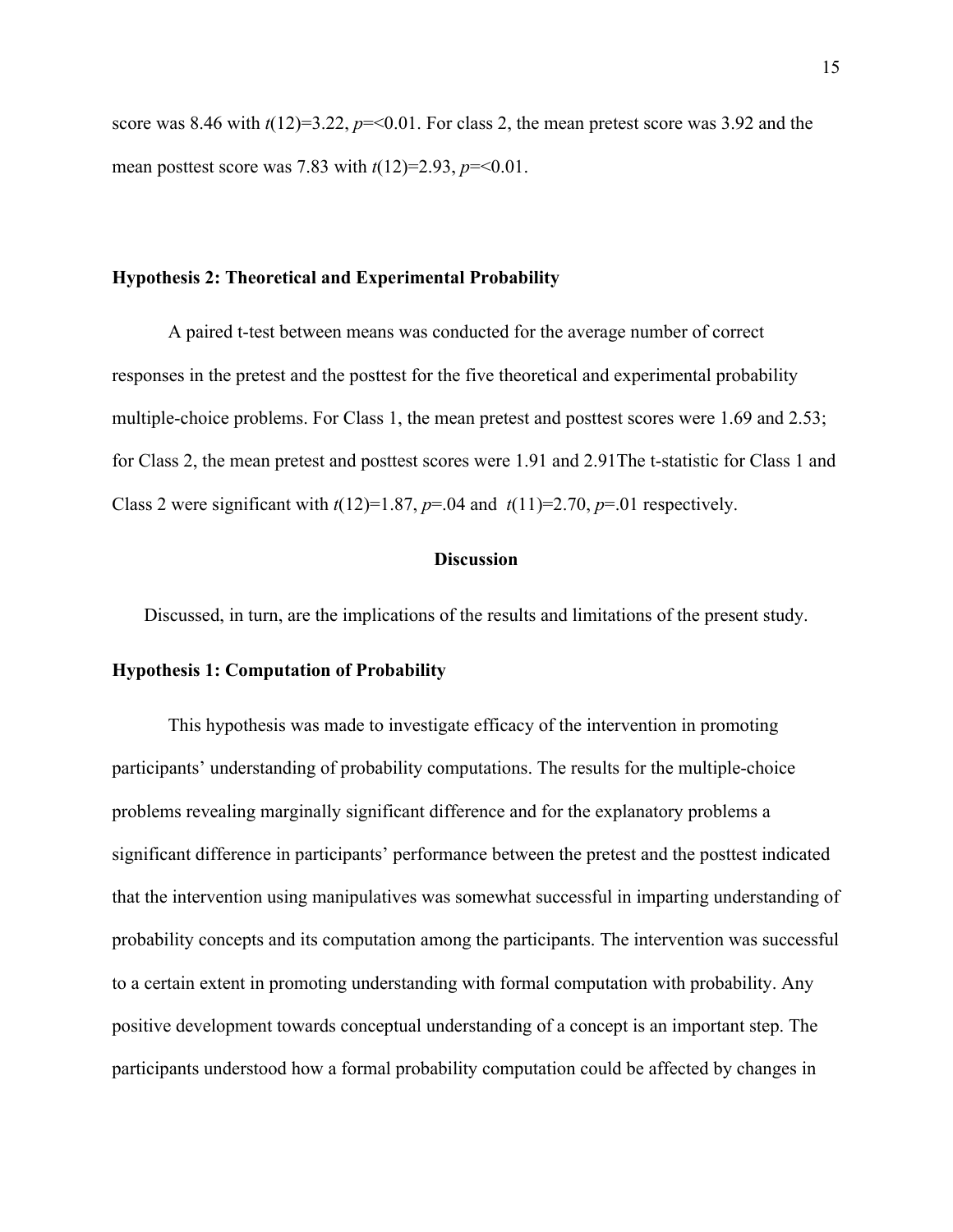score was 8.46 with $t(12)=3.22$, $p=<0.01$. For class 2, the mean pretest score was 3.92 and the mean posttest score was 7.83 with $t(12)=2.93$, $p=<0.01$.

### Hypothesis 2: Theoretical and Experimental Probability

A paired t-test between means was conducted for the average number of correct responses in the pretest and the posttest for the five theoretical and experimental probability multiple-choice problems. For Class 1, the mean pretest and posttest scores were 1.69 and 2.53; for Class 2, the mean pretest and posttest scores were 1.91 and 2.91The t-statistic for Class 1 and Class 2 were significant with $t(12)=1.87$, $p=.04$ and $t(11)=2.70$, $p=.01$ respectively.

## Discussion

Discussed, in turn, are the implications of the results and limitations of the present study.

### Hypothesis 1: Computation of Probability

This hypothesis was made to investigate efficacy of the intervention in promoting participants' understanding of probability computations. The results for the multiple-choice problems revealing marginally significant difference and for the explanatory problems a significant difference in participants' performance between the pretest and the posttest indicated that the intervention using manipulatives was somewhat successful in imparting understanding of probability concepts and its computation among the participants. The intervention was successful to a certain extent in promoting understanding with formal computation with probability. Any positive development towards conceptual understanding of a concept is an important step. The participants understood how a formal probability computation could be affected by changes in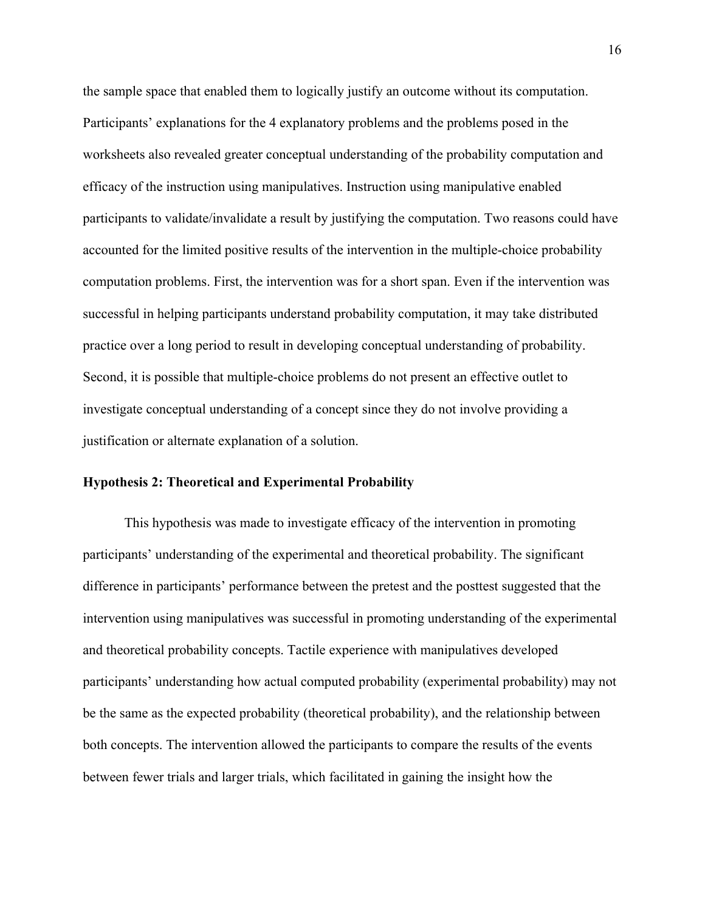the sample space that enabled them to logically justify an outcome without its computation. Participants' explanations for the 4 explanatory problems and the problems posed in the worksheets also revealed greater conceptual understanding of the probability computation and efficacy of the instruction using manipulatives. Instruction using manipulative enabled participants to validate/invalidate a result by justifying the computation. Two reasons could have accounted for the limited positive results of the intervention in the multiple-choice probability computation problems. First, the intervention was for a short span. Even if the intervention was successful in helping participants understand probability computation, it may take distributed practice over a long period to result in developing conceptual understanding of probability. Second, it is possible that multiple-choice problems do not present an effective outlet to investigate conceptual understanding of a concept since they do not involve providing a justification or alternate explanation of a solution.

### Hypothesis 2: Theoretical and Experimental Probability

This hypothesis was made to investigate efficacy of the intervention in promoting participants' understanding of the experimental and theoretical probability. The significant difference in participants' performance between the pretest and the posttest suggested that the intervention using manipulatives was successful in promoting understanding of the experimental and theoretical probability concepts. Tactile experience with manipulatives developed participants' understanding how actual computed probability (experimental probability) may not be the same as the expected probability (theoretical probability), and the relationship between both concepts. The intervention allowed the participants to compare the results of the events between fewer trials and larger trials, which facilitated in gaining the insight how the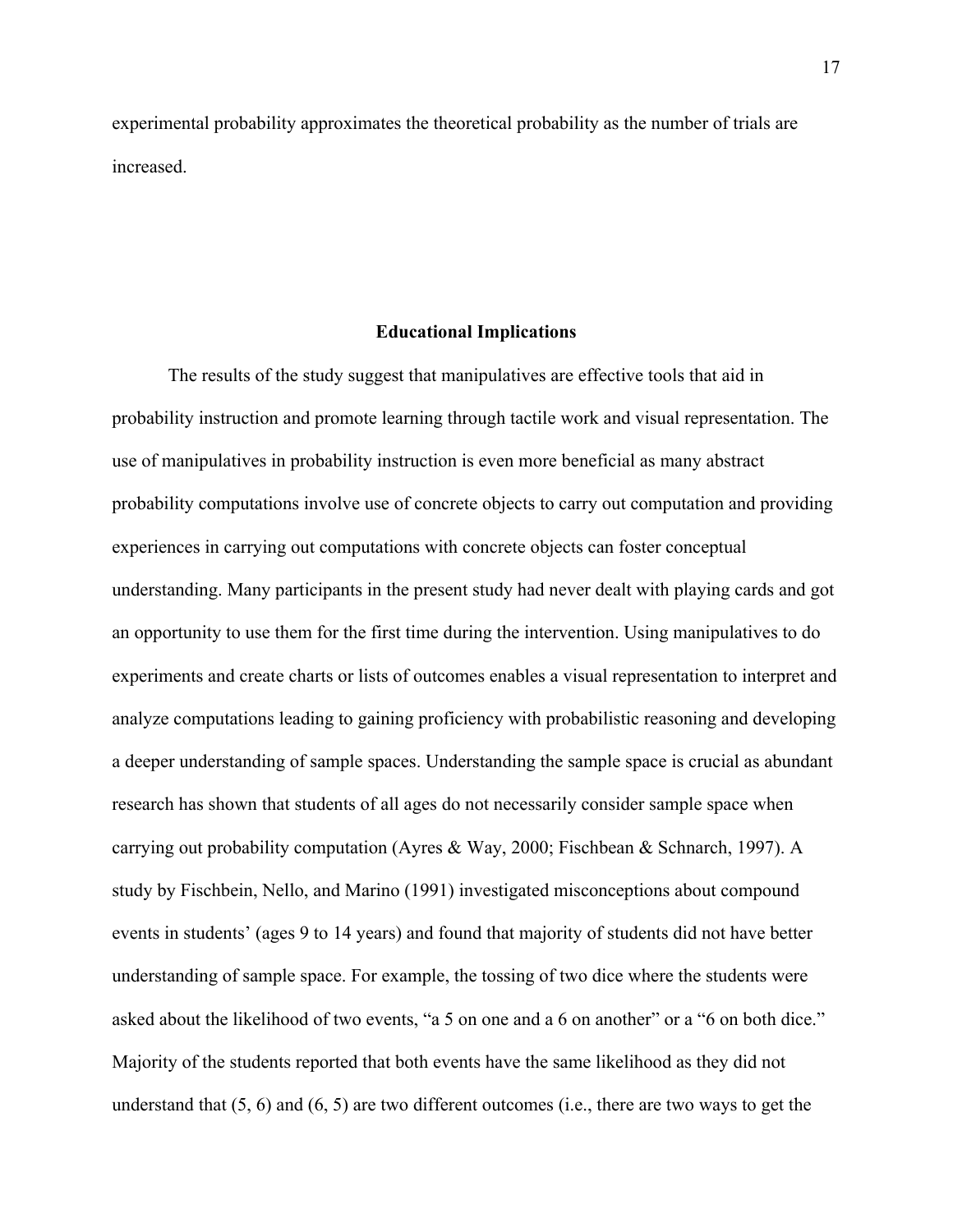experimental probability approximates the theoretical probability as the number of trials are increased.

## Educational Implications

The results of the study suggest that manipulatives are effective tools that aid in probability instruction and promote learning through tactile work and visual representation. The use of manipulatives in probability instruction is even more beneficial as many abstract probability computations involve use of concrete objects to carry out computation and providing experiences in carrying out computations with concrete objects can foster conceptual understanding. Many participants in the present study had never dealt with playing cards and got an opportunity to use them for the first time during the intervention. Using manipulatives to do experiments and create charts or lists of outcomes enables a visual representation to interpret and analyze computations leading to gaining proficiency with probabilistic reasoning and developing a deeper understanding of sample spaces. Understanding the sample space is crucial as abundant research has shown that students of all ages do not necessarily consider sample space when carrying out probability computation (Ayres & Way, 2000; Fischbean & Schnarch, 1997). A study by Fischbein, Nello, and Marino (1991) investigated misconceptions about compound events in students' (ages 9 to 14 years) and found that majority of students did not have better understanding of sample space. For example, the tossing of two dice where the students were asked about the likelihood of two events, "a 5 on one and a 6 on another" or a "6 on both dice." Majority of the students reported that both events have the same likelihood as they did not understand that (5, 6) and (6, 5) are two different outcomes (i.e., there are two ways to get the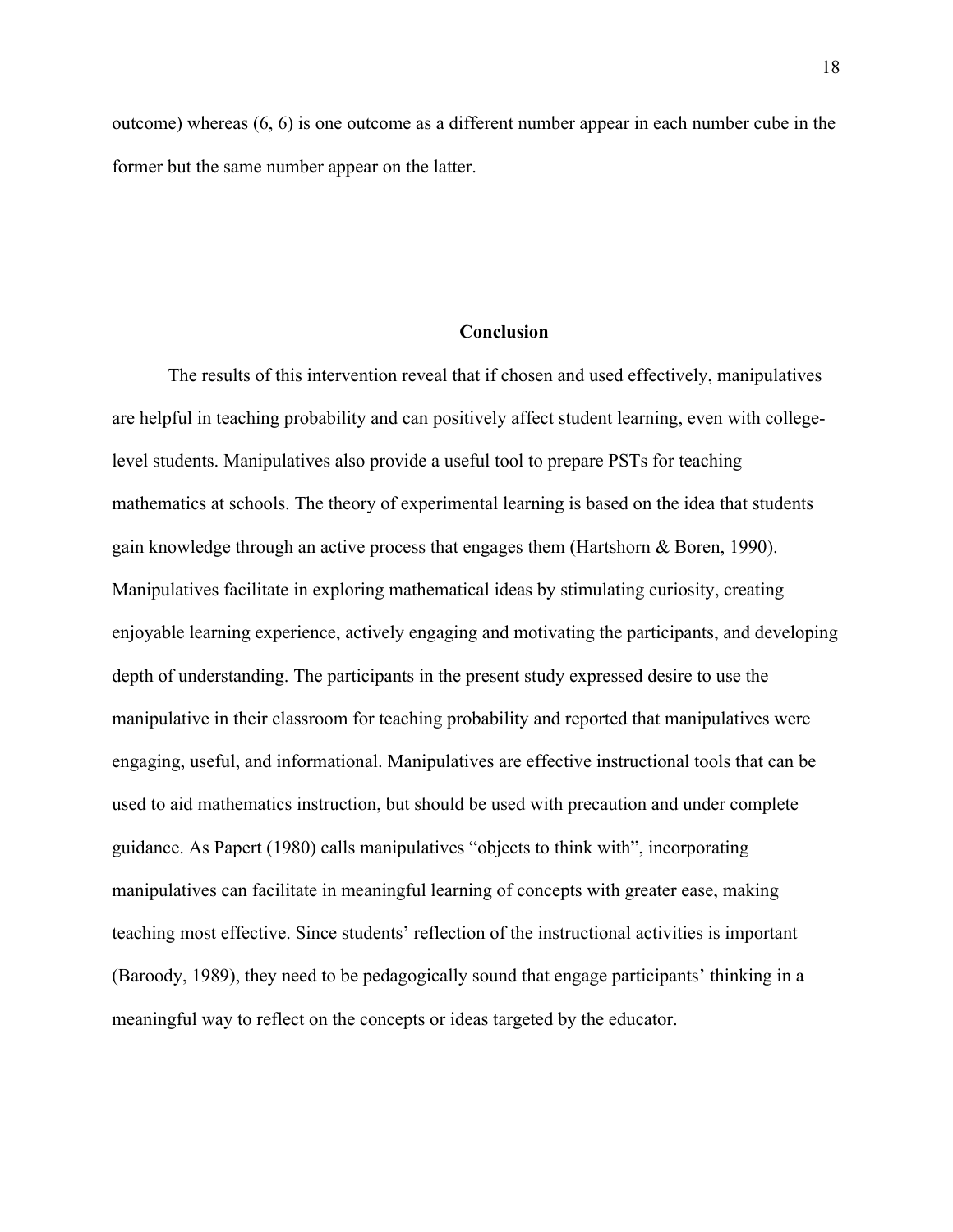outcome) whereas (6, 6) is one outcome as a different number appear in each number cube in the former but the same number appear on the latter.

## Conclusion

The results of this intervention reveal that if chosen and used effectively, manipulatives are helpful in teaching probability and can positively affect student learning, even with college-level students. Manipulatives also provide a useful tool to prepare PSTs for teaching mathematics at schools. The theory of experimental learning is based on the idea that students gain knowledge through an active process that engages them (Hartshorn & Boren, 1990). Manipulatives facilitate in exploring mathematical ideas by stimulating curiosity, creating enjoyable learning experience, actively engaging and motivating the participants, and developing depth of understanding. The participants in the present study expressed desire to use the manipulative in their classroom for teaching probability and reported that manipulatives were engaging, useful, and informational. Manipulatives are effective instructional tools that can be used to aid mathematics instruction, but should be used with precaution and under complete guidance. As Papert (1980) calls manipulatives "objects to think with", incorporating manipulatives can facilitate in meaningful learning of concepts with greater ease, making teaching most effective. Since students' reflection of the instructional activities is important (Baroody, 1989), they need to be pedagogically sound that engage participants' thinking in a meaningful way to reflect on the concepts or ideas targeted by the educator.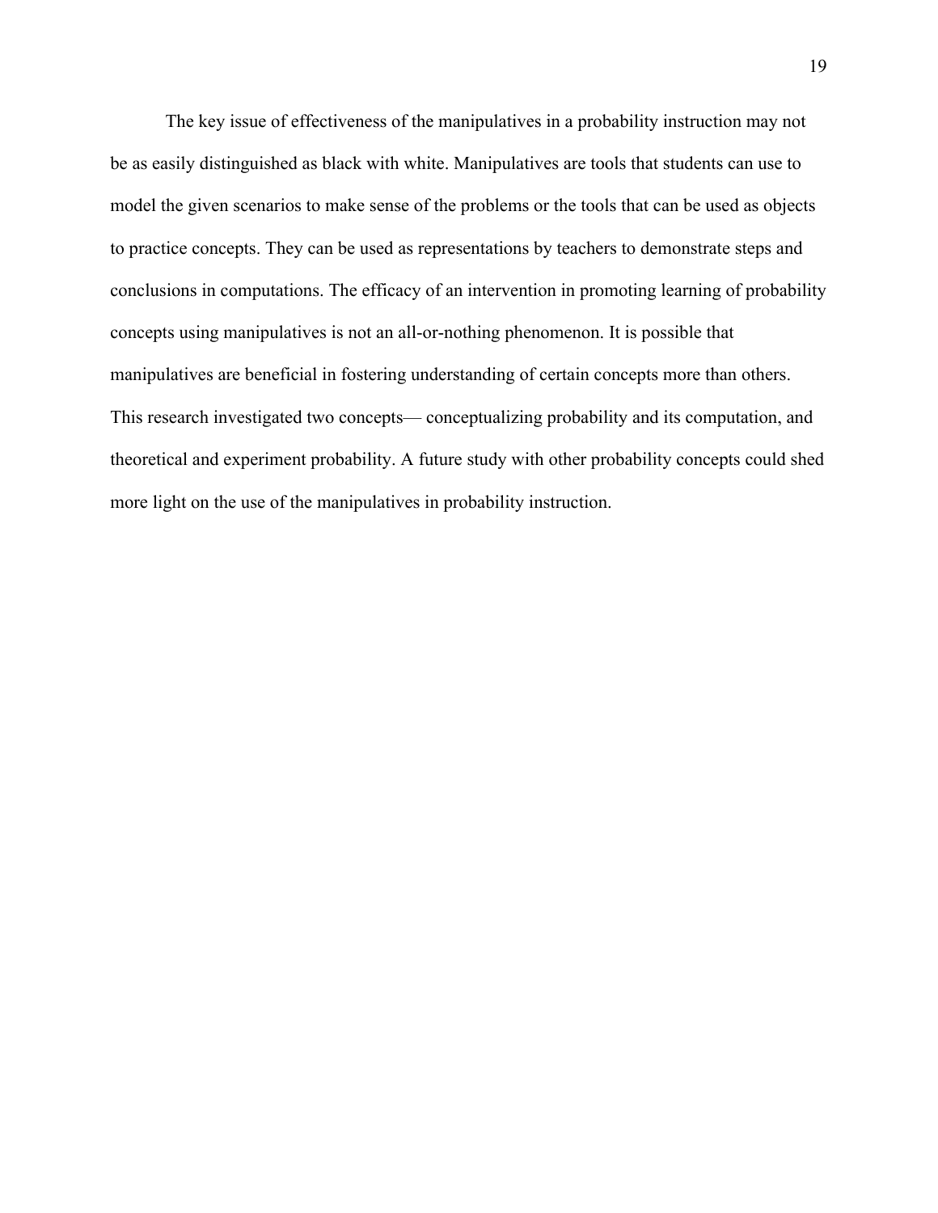The key issue of effectiveness of the manipulatives in a probability instruction may not be as easily distinguished as black with white. Manipulatives are tools that students can use to model the given scenarios to make sense of the problems or the tools that can be used as objects to practice concepts. They can be used as representations by teachers to demonstrate steps and conclusions in computations. The efficacy of an intervention in promoting learning of probability concepts using manipulatives is not an all-or-nothing phenomenon. It is possible that manipulatives are beneficial in fostering understanding of certain concepts more than others. This research investigated two concepts— conceptualizing probability and its computation, and theoretical and experiment probability. A future study with other probability concepts could shed more light on the use of the manipulatives in probability instruction.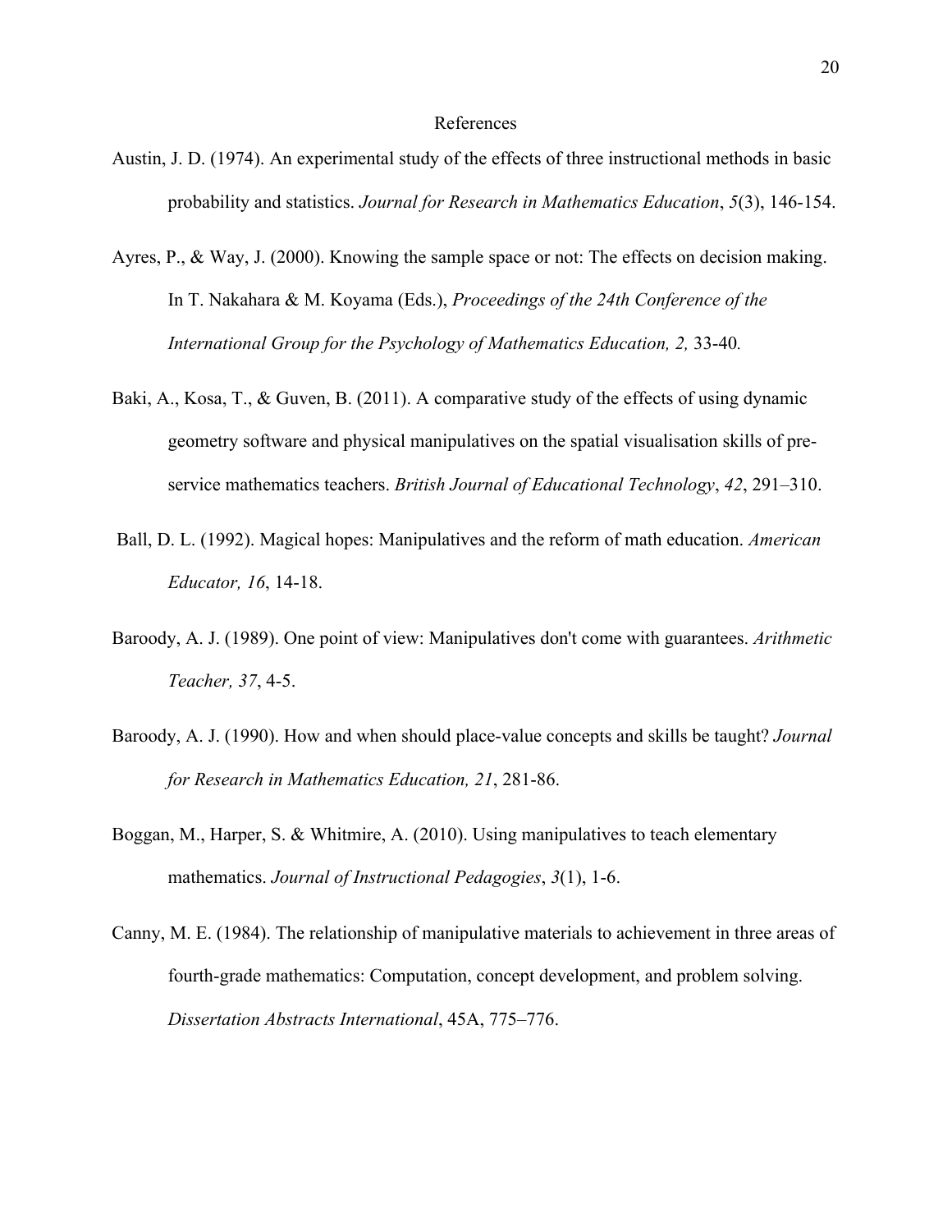# References

Austin, J. D. (1974). An experimental study of the effects of three instructional methods in basic probability and statistics. *Journal for Research in Mathematics Education*, *5*(3), 146-154.

Ayres, P., & Way, J. (2000). Knowing the sample space or not: The effects on decision making. In T. Nakahara & M. Koyama (Eds.), *Proceedings of the 24th Conference of the International Group for the Psychology of Mathematics Education, 2,* 33-40*.*

Baki, A., Kosa, T., & Guven, B. (2011). A comparative study of the effects of using dynamic geometry software and physical manipulatives on the spatial visualisation skills of pre-service mathematics teachers. *British Journal of Educational Technology*, *42*, 291–310.

Ball, D. L. (1992). Magical hopes: Manipulatives and the reform of math education. *American Educator, 16*, 14-18.

Baroody, A. J. (1989). One point of view: Manipulatives don't come with guarantees. *Arithmetic Teacher, 37*, 4-5.

Baroody, A. J. (1990). How and when should place-value concepts and skills be taught? *Journal for Research in Mathematics Education, 21*, 281-86.

Boggan, M., Harper, S. & Whitmire, A. (2010). Using manipulatives to teach elementary mathematics. *Journal of Instructional Pedagogies*, *3*(1), 1-6.

Canny, M. E. (1984). The relationship of manipulative materials to achievement in three areas of fourth-grade mathematics: Computation, concept development, and problem solving. *Dissertation Abstracts International*, 45A, 775–776.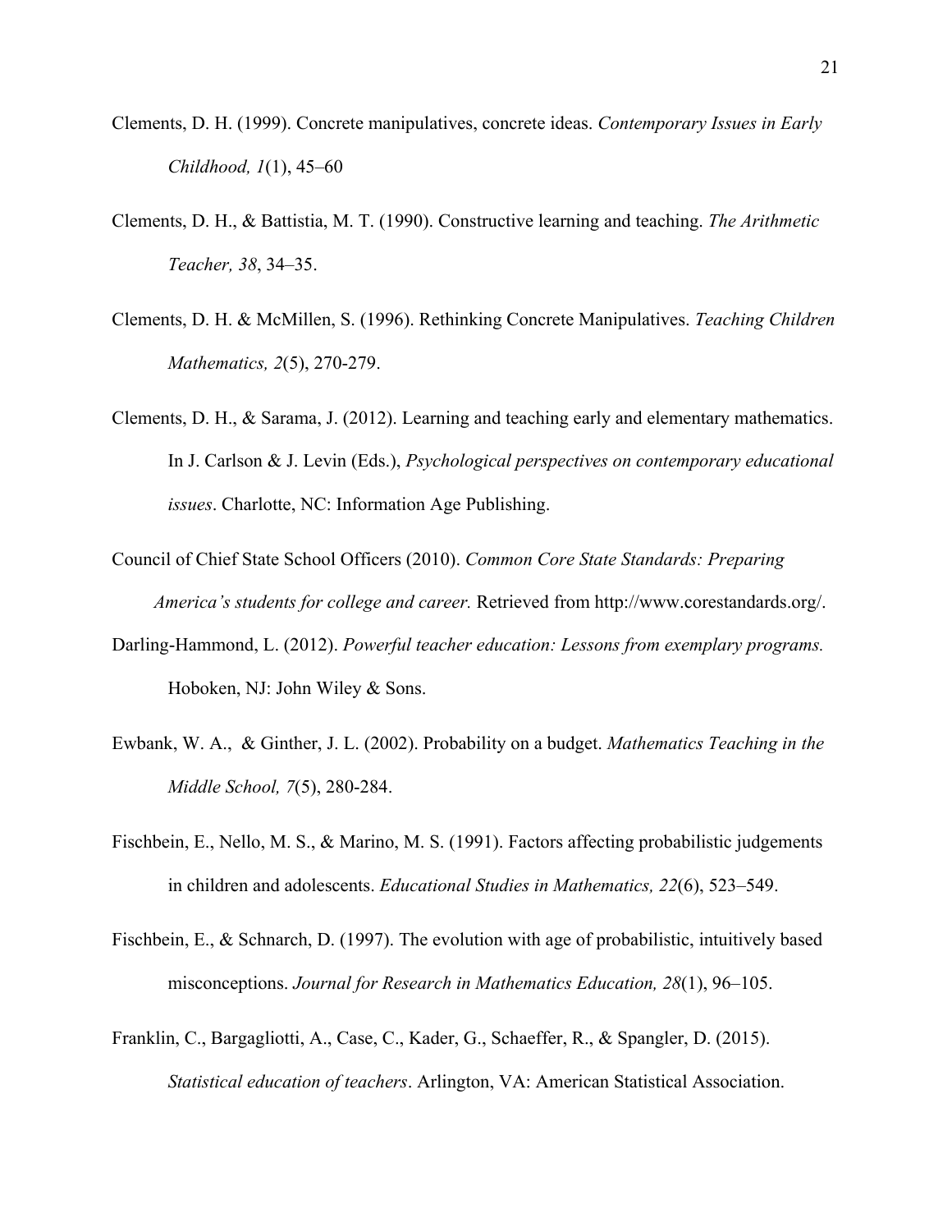Clements, D. H. (1999). Concrete manipulatives, concrete ideas. *Contemporary Issues in Early Childhood, 1*(1), 45–60

Clements, D. H., & Battistia, M. T. (1990). Constructive learning and teaching. *The Arithmetic Teacher, 38*, 34–35.

Clements, D. H. & McMillen, S. (1996). Rethinking Concrete Manipulatives. *Teaching Children Mathematics, 2*(5), 270-279.

Clements, D. H., & Sarama, J. (2012). Learning and teaching early and elementary mathematics. In J. Carlson & J. Levin (Eds.), *Psychological perspectives on contemporary educational issues*. Charlotte, NC: Information Age Publishing.

Council of Chief State School Officers (2010). *Common Core State Standards: Preparing America's students for college and career.* Retrieved from http://www.corestandards.org/.

Darling-Hammond, L. (2012). *Powerful teacher education: Lessons from exemplary programs.* Hoboken, NJ: John Wiley & Sons.

Ewbank, W. A., & Ginther, J. L. (2002). Probability on a budget. *Mathematics Teaching in the Middle School, 7*(5), 280-284.

Fischbein, E., Nello, M. S., & Marino, M. S. (1991). Factors affecting probabilistic judgements in children and adolescents. *Educational Studies in Mathematics, 22*(6), 523–549.

Fischbein, E., & Schnarch, D. (1997). The evolution with age of probabilistic, intuitively based misconceptions. *Journal for Research in Mathematics Education, 28*(1), 96–105.

Franklin, C., Bargagliotti, A., Case, C., Kader, G., Schaeffer, R., & Spangler, D. (2015). *Statistical education of teachers*. Arlington, VA: American Statistical Association.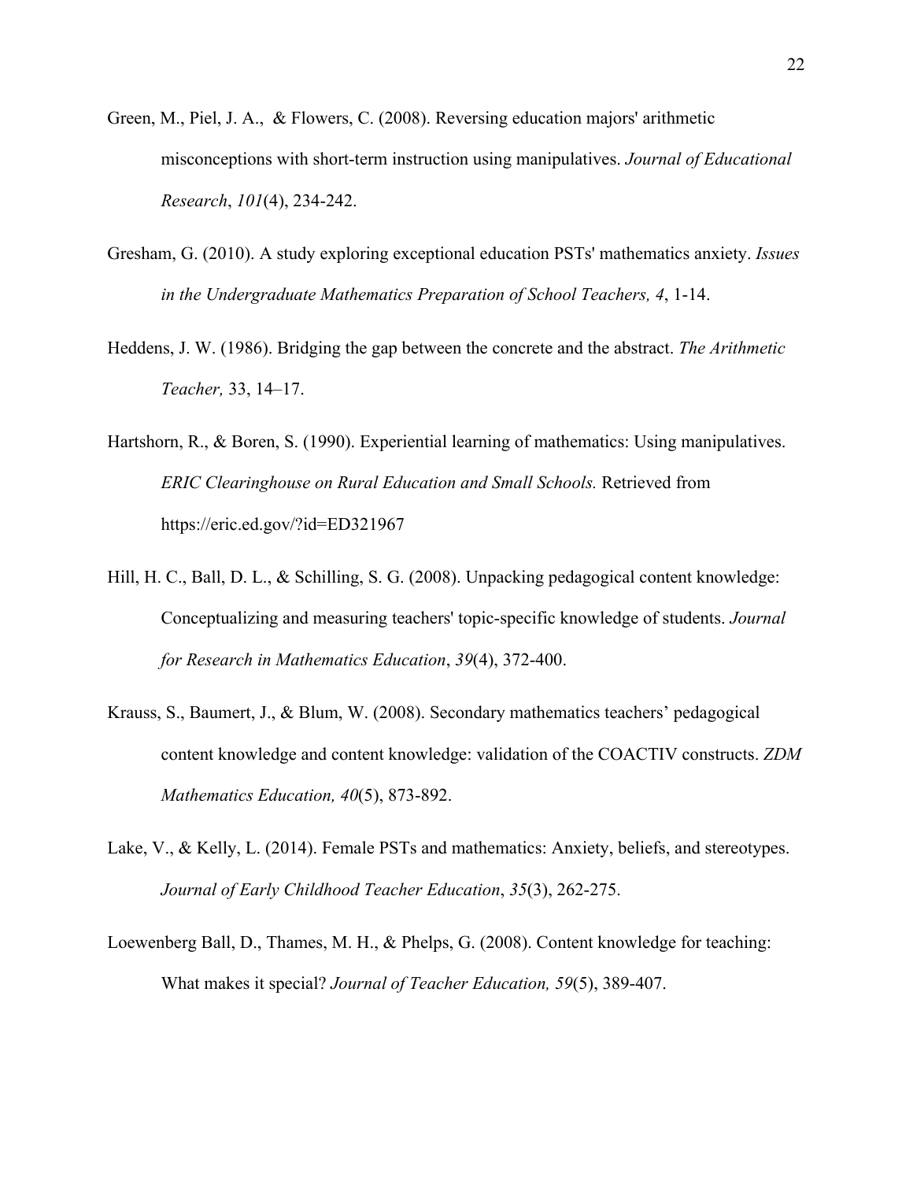Green, M., Piel, J. A., & Flowers, C. (2008). Reversing education majors' arithmetic misconceptions with short-term instruction using manipulatives. *Journal of Educational Research*, *101*(4), 234-242.

Gresham, G. (2010). A study exploring exceptional education PSTs' mathematics anxiety. *Issues in the Undergraduate Mathematics Preparation of School Teachers, 4*, 1-14.

Heddens, J. W. (1986). Bridging the gap between the concrete and the abstract. *The Arithmetic Teacher,* 33, 14–17.

Hartshorn, R., & Boren, S. (1990). Experiential learning of mathematics: Using manipulatives. *ERIC Clearinghouse on Rural Education and Small Schools.* Retrieved from https://eric.ed.gov/?id=ED321967

Hill, H. C., Ball, D. L., & Schilling, S. G. (2008). Unpacking pedagogical content knowledge: Conceptualizing and measuring teachers' topic-specific knowledge of students. *Journal for Research in Mathematics Education*, *39*(4), 372-400.

Krauss, S., Baumert, J., & Blum, W. (2008). Secondary mathematics teachers' pedagogical content knowledge and content knowledge: validation of the COACTIV constructs. *ZDM Mathematics Education, 40*(5), 873-892.

Lake, V., & Kelly, L. (2014). Female PSTs and mathematics: Anxiety, beliefs, and stereotypes. *Journal of Early Childhood Teacher Education*, *35*(3), 262-275.

Loewenberg Ball, D., Thames, M. H., & Phelps, G. (2008). Content knowledge for teaching: What makes it special? *Journal of Teacher Education, 59*(5), 389-407.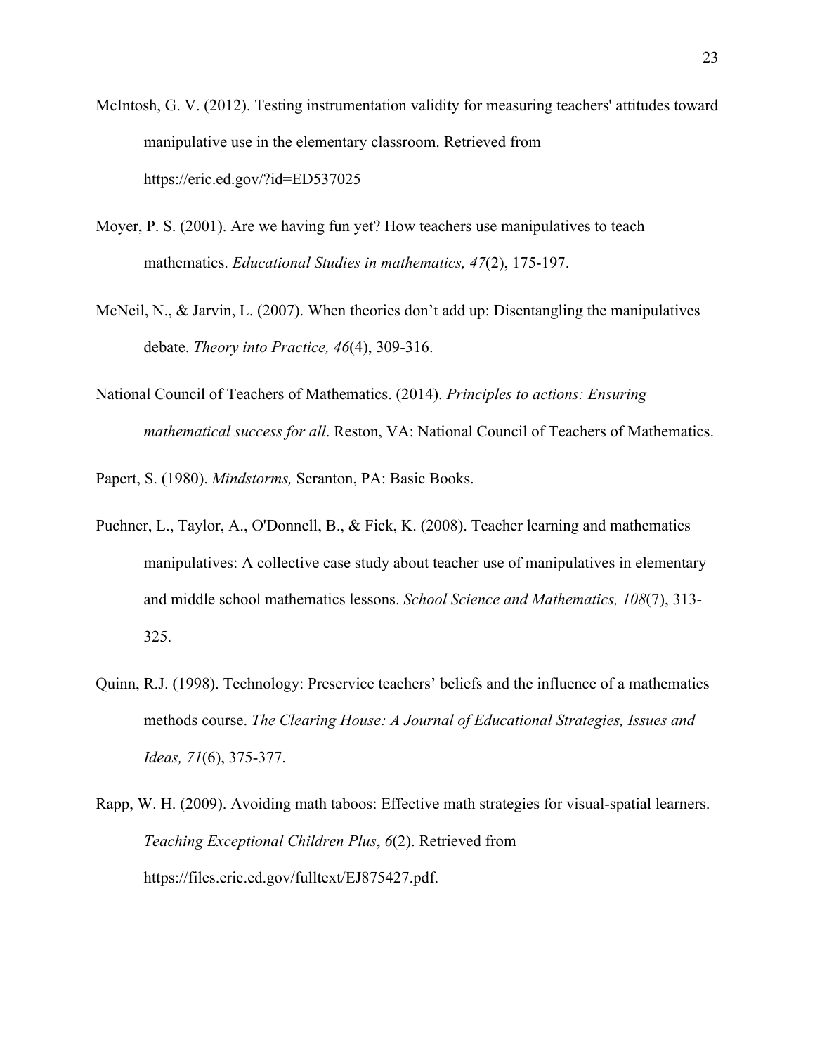McIntosh, G. V. (2012). Testing instrumentation validity for measuring teachers' attitudes toward manipulative use in the elementary classroom. Retrieved from https://eric.ed.gov/?id=ED537025

Moyer, P. S. (2001). Are we having fun yet? How teachers use manipulatives to teach mathematics. *Educational Studies in mathematics, 47*(2), 175-197.

McNeil, N., & Jarvin, L. (2007). When theories don't add up: Disentangling the manipulatives debate. *Theory into Practice, 46*(4), 309-316.

National Council of Teachers of Mathematics. (2014). *Principles to actions: Ensuring mathematical success for all*. Reston, VA: National Council of Teachers of Mathematics.

Papert, S. (1980). *Mindstorms,* Scranton, PA: Basic Books.

Puchner, L., Taylor, A., O'Donnell, B., & Fick, K. (2008). Teacher learning and mathematics manipulatives: A collective case study about teacher use of manipulatives in elementary and middle school mathematics lessons. *School Science and Mathematics, 108*(7), 313-325.

Quinn, R.J. (1998). Technology: Preservice teachers' beliefs and the influence of a mathematics methods course. *The Clearing House: A Journal of Educational Strategies, Issues and Ideas, 71*(6), 375-377.

Rapp, W. H. (2009). Avoiding math taboos: Effective math strategies for visual-spatial learners. *Teaching Exceptional Children Plus*, *6*(2). Retrieved from https://files.eric.ed.gov/fulltext/EJ875427.pdf.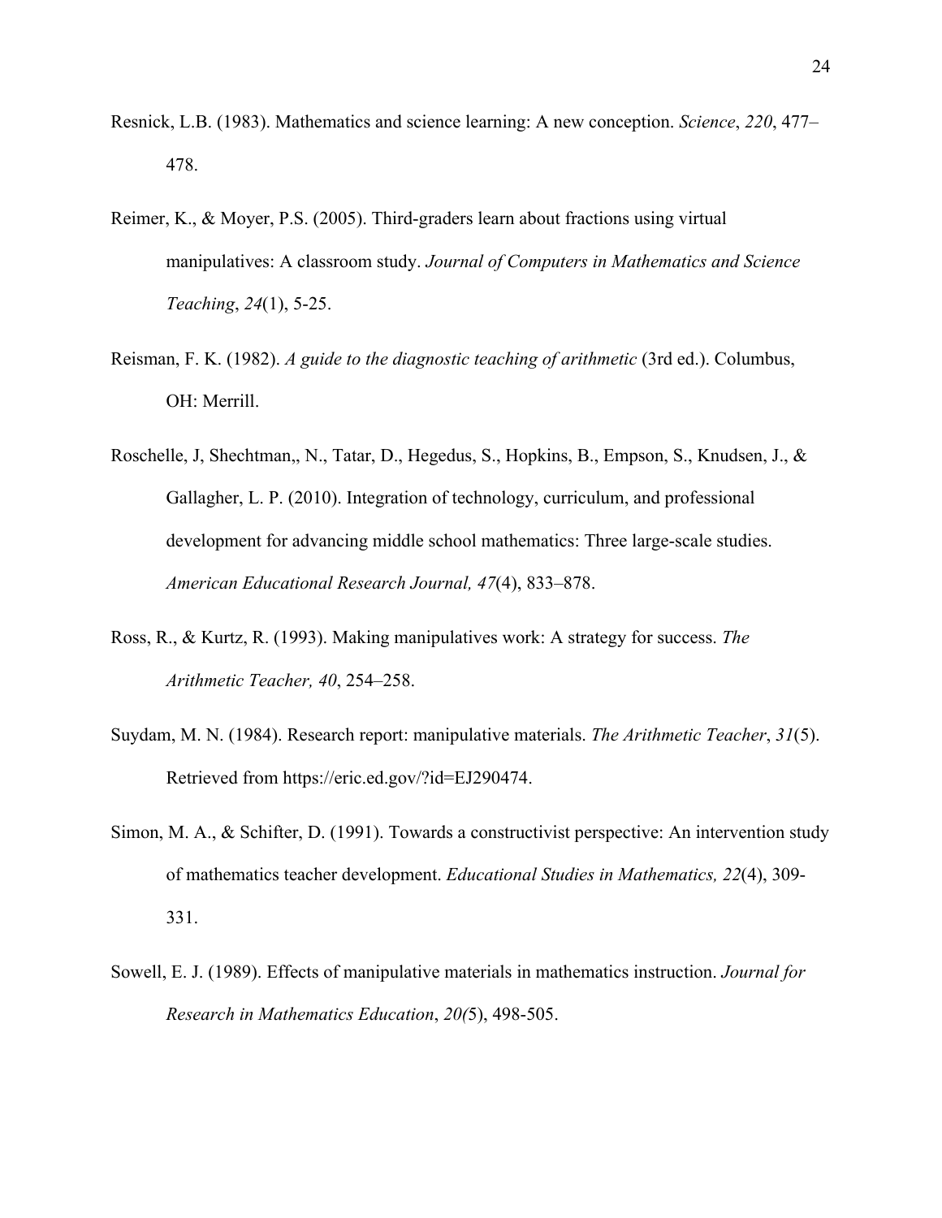Resnick, L.B. (1983). Mathematics and science learning: A new conception. *Science*, *220*, 477–478.

Reimer, K., & Moyer, P.S. (2005). Third-graders learn about fractions using virtual manipulatives: A classroom study. *Journal of Computers in Mathematics and Science Teaching*, *24*(1), 5-25.

Reisman, F. K. (1982). *A guide to the diagnostic teaching of arithmetic* (3rd ed.). Columbus, OH: Merrill.

Roschelle, J, Shechtman,, N., Tatar, D., Hegedus, S., Hopkins, B., Empson, S., Knudsen, J., & Gallagher, L. P. (2010). Integration of technology, curriculum, and professional development for advancing middle school mathematics: Three large-scale studies. *American Educational Research Journal, 47*(4), 833–878.

Ross, R., & Kurtz, R. (1993). Making manipulatives work: A strategy for success. *The Arithmetic Teacher, 40*, 254–258.

Suydam, M. N. (1984). Research report: manipulative materials. *The Arithmetic Teacher*, *31*(5). Retrieved from https://eric.ed.gov/?id=EJ290474.

Simon, M. A., & Schifter, D. (1991). Towards a constructivist perspective: An intervention study of mathematics teacher development. *Educational Studies in Mathematics, 22*(4), 309-331.

Sowell, E. J. (1989). Effects of manipulative materials in mathematics instruction. *Journal for Research in Mathematics Education*, *20(*5), 498-505.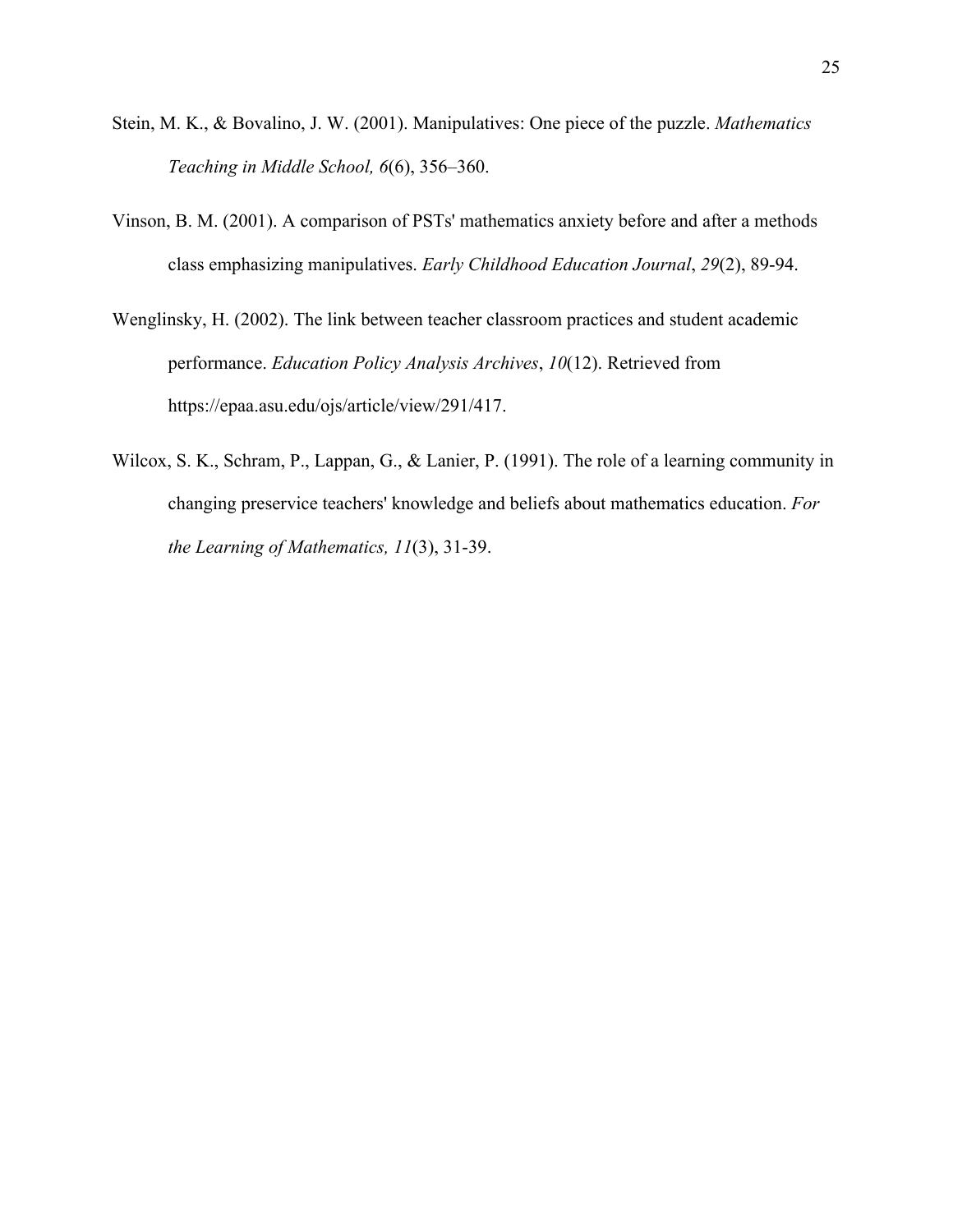Stein, M. K., & Bovalino, J. W. (2001). Manipulatives: One piece of the puzzle. *Mathematics Teaching in Middle School, 6*(6), 356–360.

Vinson, B. M. (2001). A comparison of PSTs' mathematics anxiety before and after a methods class emphasizing manipulatives. *Early Childhood Education Journal*, *29*(2), 89-94.

Wenglinsky, H. (2002). The link between teacher classroom practices and student academic performance. *Education Policy Analysis Archives*, *10*(12). Retrieved from https://epaa.asu.edu/ojs/article/view/291/417.

Wilcox, S. K., Schram, P., Lappan, G., & Lanier, P. (1991). The role of a learning community in changing preservice teachers' knowledge and beliefs about mathematics education. *For the Learning of Mathematics, 11*(3), 31-39.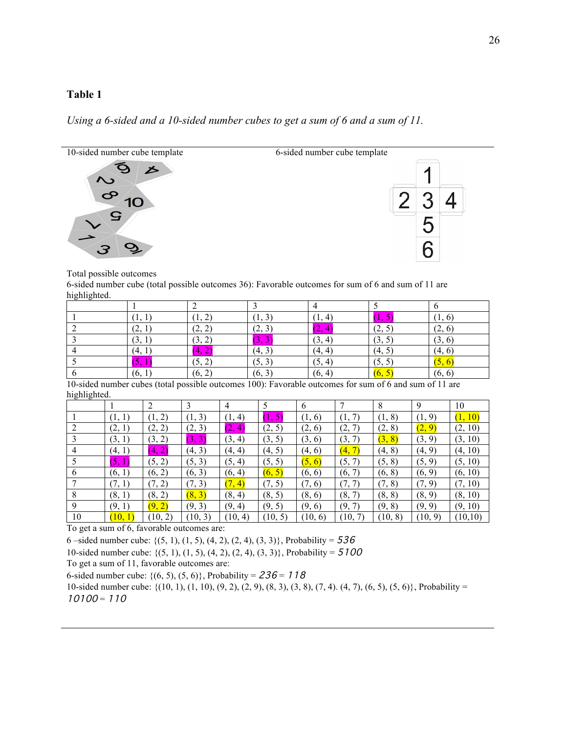**Table 1**

*Using a 6-sided and a 10-sided number cubes to get a sum of 6 and a sum of 11.*

| 10-sided number cube template | 6-sided number cube template |
|---|---|

Total possible outcomes

6-sided number cube (total possible outcomes 36): Favorable outcomes for sum of 6 and sum of 11 are highlighted.

| | 1 | 2 | 3 | 4 | 5 | 6 |
|---|---|---|---|---|---|---|
| 1 | (1, 1) | (1, 2) | (1, 3) | (1, 4) | (1, 5) | (1, 6) |
| 2 | (2, 1) | (2, 2) | (2, 3) | (2, 4) | (2, 5) | (2, 6) |
| 3 | (3, 1) | (3, 2) | (3, 3) | (3, 4) | (3, 5) | (3, 6) |
| 4 | (4, 1) | (4, 2) | (4, 3) | (4, 4) | (4, 5) | (4, 6) |
| 5 | (5, 1) | (5, 2) | (5, 3) | (5, 4) | (5, 5) | (5, 6) |
| 6 | (6, 1) | (6, 2) | (6, 3) | (6, 4) | (6, 5) | (6, 6) |

10-sided number cubes (total possible outcomes 100): Favorable outcomes for sum of 6 and sum of 11 are highlighted.

| | 1 | 2 | 3 | 4 | 5 | 6 | 7 | 8 | 9 | 10 |
|---|---|---|---|---|---|---|---|---|---|---|
| 1 | (1, 1) | (1, 2) | (1, 3) | (1, 4) | (1, 5) | (1, 6) | (1, 7) | (1, 8) | (1, 9) | (1, 10) |
| 2 | (2, 1) | (2, 2) | (2, 3) | (2, 4) | (2, 5) | (2, 6) | (2, 7) | (2, 8) | (2, 9) | (2, 10) |
| 3 | (3, 1) | (3, 2) | (3, 3) | (3, 4) | (3, 5) | (3, 6) | (3, 7) | (3, 8) | (3, 9) | (3, 10) |
| 4 | (4, 1) | (4, 2) | (4, 3) | (4, 4) | (4, 5) | (4, 6) | (4, 7) | (4, 8) | (4, 9) | (4, 10) |
| 5 | (5, 1) | (5, 2) | (5, 3) | (5, 4) | (5, 5) | (5, 6) | (5, 7) | (5, 8) | (5, 9) | (5, 10) |
| 6 | (6, 1) | (6, 2) | (6, 3) | (6, 4) | (6, 5) | (6, 6) | (6, 7) | (6, 8) | (6, 9) | (6, 10) |
| 7 | (7, 1) | (7, 2) | (7, 3) | (7, 4) | (7, 5) | (7, 6) | (7, 7) | (7, 8) | (7, 9) | (7, 10) |
| 8 | (8, 1) | (8, 2) | (8, 3) | (8, 4) | (8, 5) | (8, 6) | (8, 7) | (8, 8) | (8, 9) | (8, 10) |
| 9 | (9, 1) | (9, 2) | (9, 3) | (9, 4) | (9, 5) | (9, 6) | (9, 7) | (9, 8) | (9, 9) | (9, 10) |
| 10 | (10, 1) | (10, 2) | (10, 3) | (10, 4) | (10, 5) | (10, 6) | (10, 7) | (10, 8) | (10, 9) | (10,10) |

To get a sum of 6, favorable outcomes are:

6 –sided number cube: {(5, 1), (1, 5), (4, 2), (2, 4), (3, 3)}, Probability = $\frac{5}{36}$

10-sided number cube: {(5, 1), (1, 5), (4, 2), (2, 4), (3, 3)}, Probability = $\frac{5}{100}$

To get a sum of 11, favorable outcomes are:

6-sided number cube: {(6, 5), (5, 6)}, Probability = $\frac{2}{36} = \frac{1}{18}$

10-sided number cube: {(10, 1), (1, 10), (9, 2), (2, 9), (8, 3), (3, 8), (7, 4). (4, 7), (6, 5), (5, 6)}, Probability = $\frac{10}{100} = \frac{1}{10}$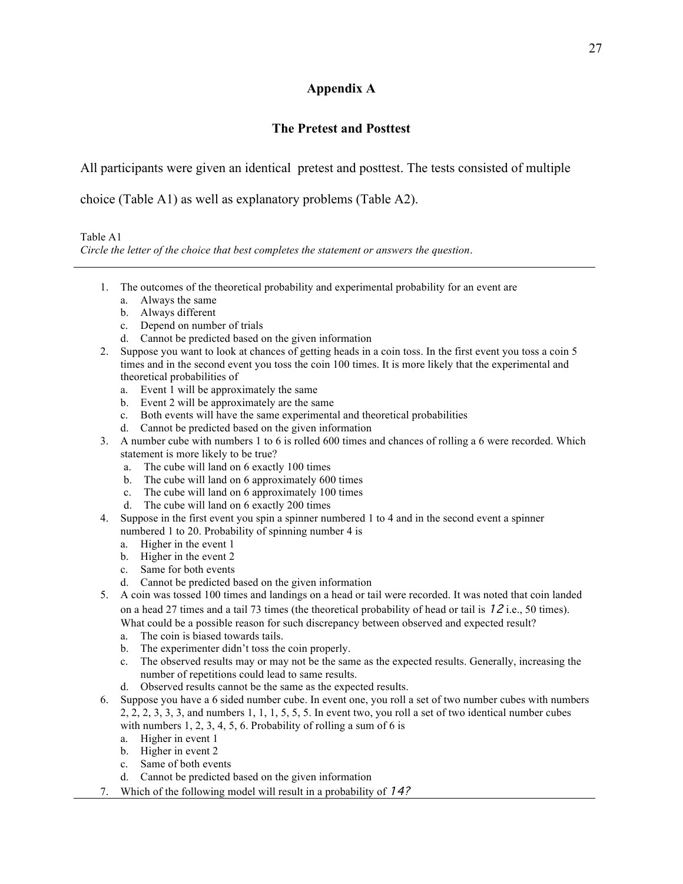## Appendix A

## The Pretest and Posttest

All participants were given an identical pretest and posttest. The tests consisted of multiple choice (Table A1) as well as explanatory problems (Table A2).

Table A1
*Circle the letter of the choice that best completes the statement or answers the question.*

1. The outcomes of the theoretical probability and experimental probability for an event are
   a. Always the same
   b. Always different
   c. Depend on number of trials
   d. Cannot be predicted based on the given information
2. Suppose you want to look at chances of getting heads in a coin toss. In the first event you toss a coin 5 times and in the second event you toss the coin 100 times. It is more likely that the experimental and theoretical probabilities of
   a. Event 1 will be approximately the same
   b. Event 2 will be approximately are the same
   c. Both events will have the same experimental and theoretical probabilities
   d. Cannot be predicted based on the given information
3. A number cube with numbers 1 to 6 is rolled 600 times and chances of rolling a 6 were recorded. Which statement is more likely to be true?
   a. The cube will land on 6 exactly 100 times
   b. The cube will land on 6 approximately 600 times
   c. The cube will land on 6 approximately 100 times
   d. The cube will land on 6 exactly 200 times
4. Suppose in the first event you spin a spinner numbered 1 to 4 and in the second event a spinner numbered 1 to 20. Probability of spinning number 4 is
   a. Higher in the event 1
   b. Higher in the event 2
   c. Same for both events
   d. Cannot be predicted based on the given information
5. A coin was tossed 100 times and landings on a head or tail were recorded. It was noted that coin landed on a head 27 times and a tail 73 times (the theoretical probability of head or tail is 12 i.e., 50 times). What could be a possible reason for such discrepancy between observed and expected result?
   a. The coin is biased towards tails.
   b. The experimenter didn't toss the coin properly.
   c. The observed results may or may not be the same as the expected results. Generally, increasing the number of repetitions could lead to same results.
   d. Observed results cannot be the same as the expected results.
6. Suppose you have a 6 sided number cube. In event one, you roll a set of two number cubes with numbers 2, 2, 2, 3, 3, 3, and numbers 1, 1, 1, 5, 5, 5. In event two, you roll a set of two identical number cubes with numbers 1, 2, 3, 4, 5, 6. Probability of rolling a sum of 6 is
   a. Higher in event 1
   b. Higher in event 2
   c. Same of both events
   d. Cannot be predicted based on the given information
7. Which of the following model will result in a probability of 14?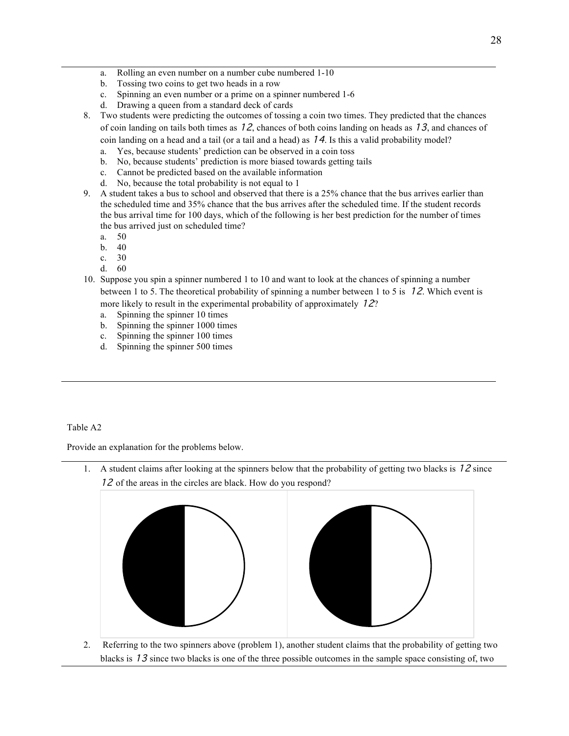a. Rolling an even number on a number cube numbered 1-10
b. Tossing two coins to get two heads in a row
c. Spinning an even number or a prime on a spinner numbered 1-6
d. Drawing a queen from a standard deck of cards

8. Two students were predicting the outcomes of tossing a coin two times. They predicted that the chances of coin landing on tails both times as $\frac{1}{2}$, chances of both coins landing on heads as $\frac{1}{3}$, and chances of coin landing on a head and a tail (or a tail and a head) as $\frac{1}{4}$. Is this a valid probability model?
   a. Yes, because students' prediction can be observed in a coin toss
   b. No, because students' prediction is more biased towards getting tails
   c. Cannot be predicted based on the available information
   d. No, because the total probability is not equal to 1
9. A student takes a bus to school and observed that there is a 25% chance that the bus arrives earlier than the scheduled time and 35% chance that the bus arrives after the scheduled time. If the student records the bus arrival time for 100 days, which of the following is her best prediction for the number of times the bus arrived just on scheduled time?
   a. 50
   b. 40
   c. 30
   d. 60
10. Suppose you spin a spinner numbered 1 to 10 and want to look at the chances of spinning a number between 1 to 5. The theoretical probability of spinning a number between 1 to 5 is $\frac{1}{2}$. Which event is more likely to result in the experimental probability of approximately $\frac{1}{2}$?
    a. Spinning the spinner 10 times
    b. Spinning the spinner 1000 times
    c. Spinning the spinner 100 times
    d. Spinning the spinner 500 times

Table A2

Provide an explanation for the problems below.

1. A student claims after looking at the spinners below that the probability of getting two blacks is $\frac{1}{2}$ since $\frac{1}{2}$ of the areas in the circles are black. How do you respond?

2. Referring to the two spinners above (problem 1), another student claims that the probability of getting two blacks is $\frac{1}{3}$ since two blacks is one of the three possible outcomes in the sample space consisting of, two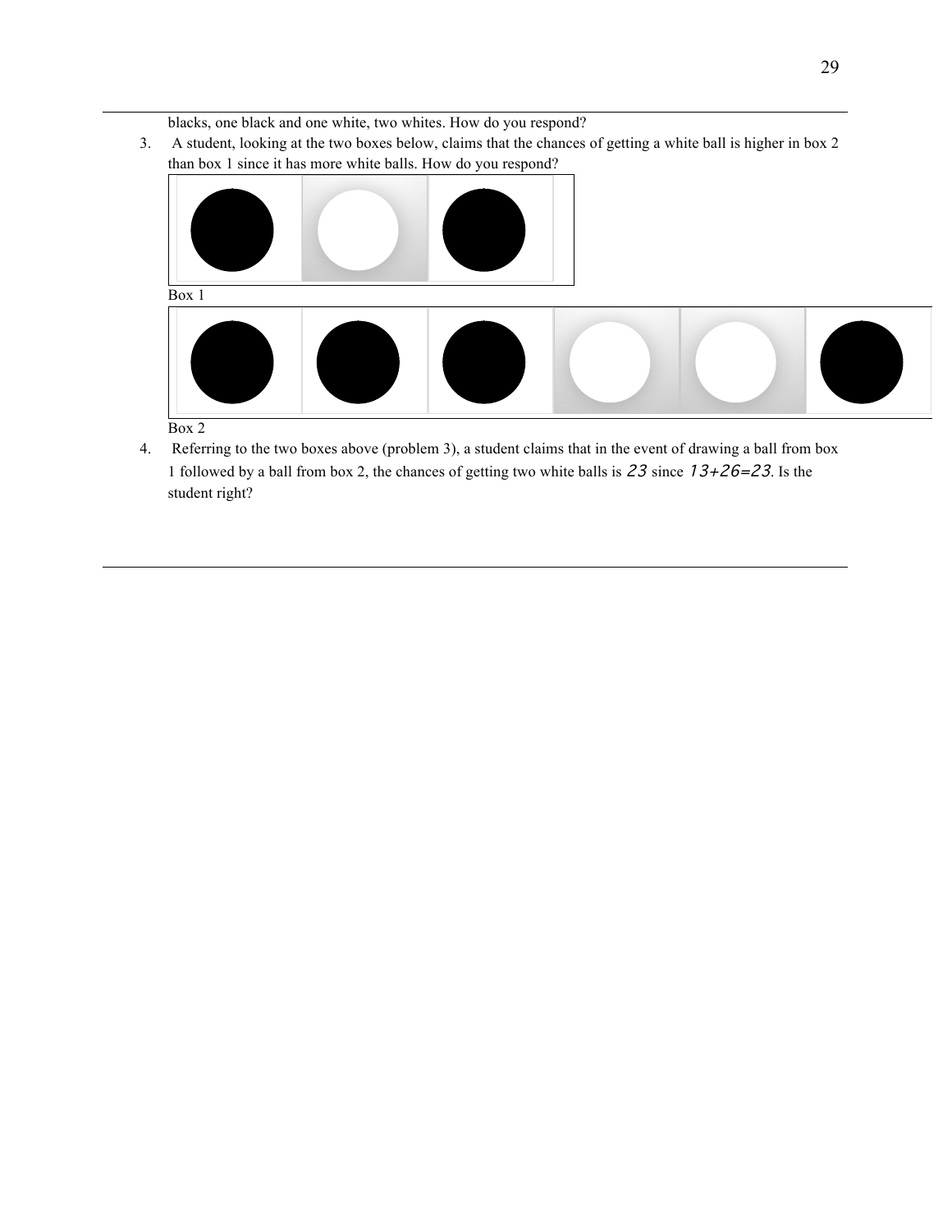blacks, one black and one white, two whites. How do you respond?

3. A student, looking at the two boxes below, claims that the chances of getting a white ball is higher in box 2 than box 1 since it has more white balls. How do you respond?

Box 1

Box 2

4. Referring to the two boxes above (problem 3), a student claims that in the event of drawing a ball from box 1 followed by a ball from box 2, the chances of getting two white balls is *23* since *13+26=23*. Is the student right?